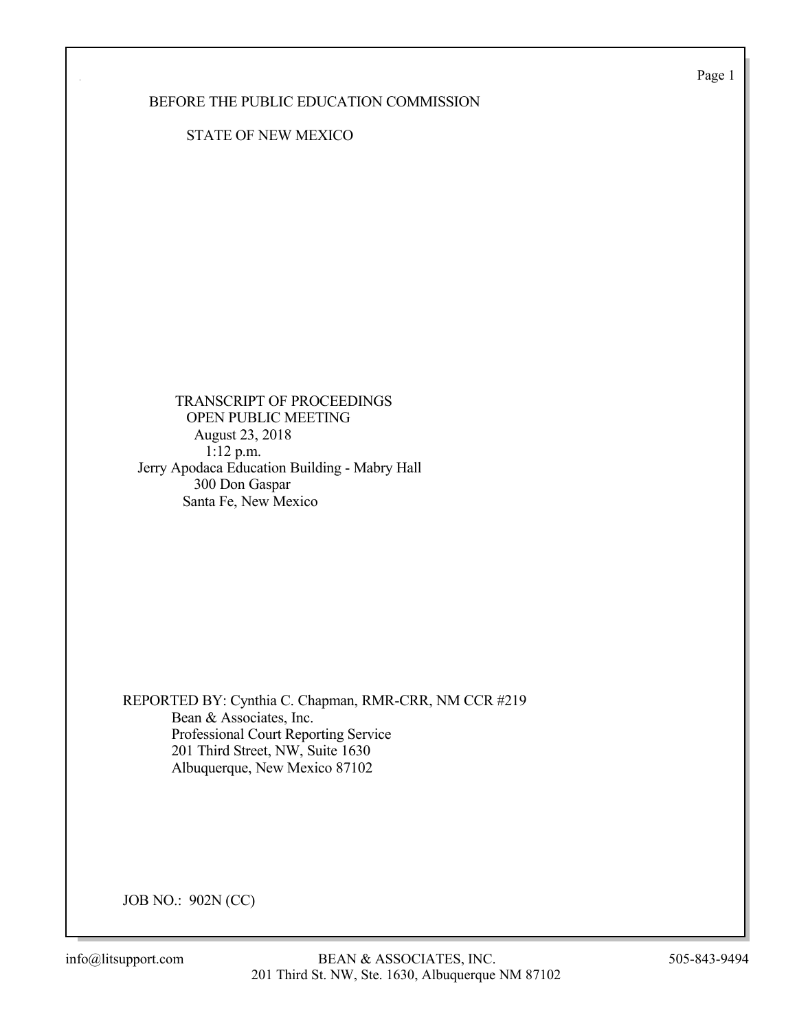BEFORE THE PUBLIC EDUCATION COMMISSION

STATE OF NEW MEXICO

TRANSCRIPT OF PROCEEDINGS
OPEN PUBLIC MEETING
August 23, 2018
1:12 p.m.
Jerry Apodaca Education Building - Mabry Hall
300 Don Gaspar
Santa Fe, New Mexico

REPORTED BY: Cynthia C. Chapman, RMR-CRR, NM CCR #219
Bean & Associates, Inc.
Professional Court Reporting Service
201 Third Street, NW, Suite 1630
Albuquerque, New Mexico 87102

JOB NO.: 902N (CC)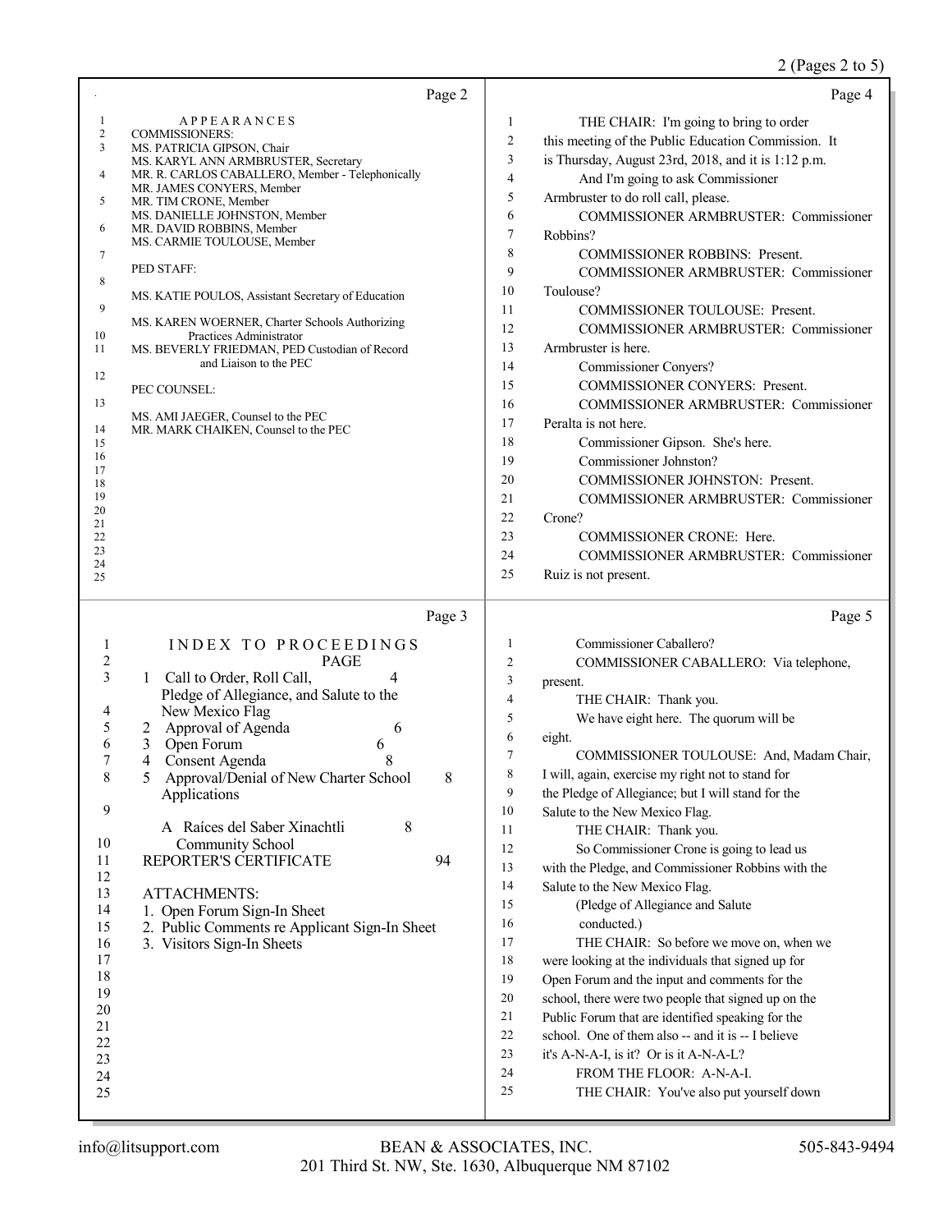## Page 2

APPEARANCES

COMMISSIONERS:

MS. PATRICIA GIPSON, Chair
MS. KARYL ANN ARMBRUSTER, Secretary
MR. R. CARLOS CABALLERO, Member - Telephonically
MR. JAMES CONYERS, Member
MR. TIM CRONE, Member
MS. DANIELLE JOHNSTON, Member
MR. DAVID ROBBINS, Member
MS. CARMIE TOULOUSE, Member

PED STAFF:

MS. KATIE POULOS, Assistant Secretary of Education

MS. KAREN WOERNER, Charter Schools Authorizing Practices Administrator
MS. BEVERLY FRIEDMAN, PED Custodian of Record and Liaison to the PEC

PEC COUNSEL:

MS. AMI JAEGER, Counsel to the PEC
MR. MARK CHAIKEN, Counsel to the PEC

## Page 3

INDEX TO PROCEEDINGS

| | PAGE |
|---|---|
| 1 Call to Order, Roll Call, Pledge of Allegiance, and Salute to the New Mexico Flag | 4 |
| 2 Approval of Agenda | 6 |
| 3 Open Forum | 6 |
| 4 Consent Agenda | 8 |
| 5 Approval/Denial of New Charter School Applications | 8 |
| A Raíces del Saber Xinachtli Community School | 8 |
| REPORTER'S CERTIFICATE | 94 |

ATTACHMENTS:
1. Open Forum Sign-In Sheet
2. Public Comments re Applicant Sign-In Sheet
3. Visitors Sign-In Sheets

## Page 4

THE CHAIR: I'm going to bring to order this meeting of the Public Education Commission. It is Thursday, August 23rd, 2018, and it is 1:12 p.m.

And I'm going to ask Commissioner Armbruster to do roll call, please.

COMMISSIONER ARMBRUSTER: Commissioner Robbins?

COMMISSIONER ROBBINS: Present.

COMMISSIONER ARMBRUSTER: Commissioner Toulouse?

COMMISSIONER TOULOUSE: Present.

COMMISSIONER ARMBRUSTER: Commissioner Armbruster is here.

Commissioner Conyers?

COMMISSIONER CONYERS: Present.

COMMISSIONER ARMBRUSTER: Commissioner Peralta is not here.

Commissioner Gipson. She's here.

Commissioner Johnston?

COMMISSIONER JOHNSTON: Present.

COMMISSIONER ARMBRUSTER: Commissioner Crone?

COMMISSIONER CRONE: Here.

COMMISSIONER ARMBRUSTER: Commissioner Ruiz is not present.

## Page 5

Commissioner Caballero?

COMMISSIONER CABALLERO: Via telephone, present.

THE CHAIR: Thank you.

We have eight here. The quorum will be eight.

COMMISSIONER TOULOUSE: And, Madam Chair, I will, again, exercise my right not to stand for the Pledge of Allegiance; but I will stand for the Salute to the New Mexico Flag.

THE CHAIR: Thank you.

So Commissioner Crone is going to lead us with the Pledge, and Commissioner Robbins with the Salute to the New Mexico Flag.

(Pledge of Allegiance and Salute conducted.)

THE CHAIR: So before we move on, when we were looking at the individuals that signed up for Open Forum and the input and comments for the school, there were two people that signed up on the Public Forum that are identified speaking for the school. One of them also -- and it is -- I believe it's A-N-A-I, is it? Or is it A-N-A-L?

FROM THE FLOOR: A-N-A-I.

THE CHAIR: You've also put yourself down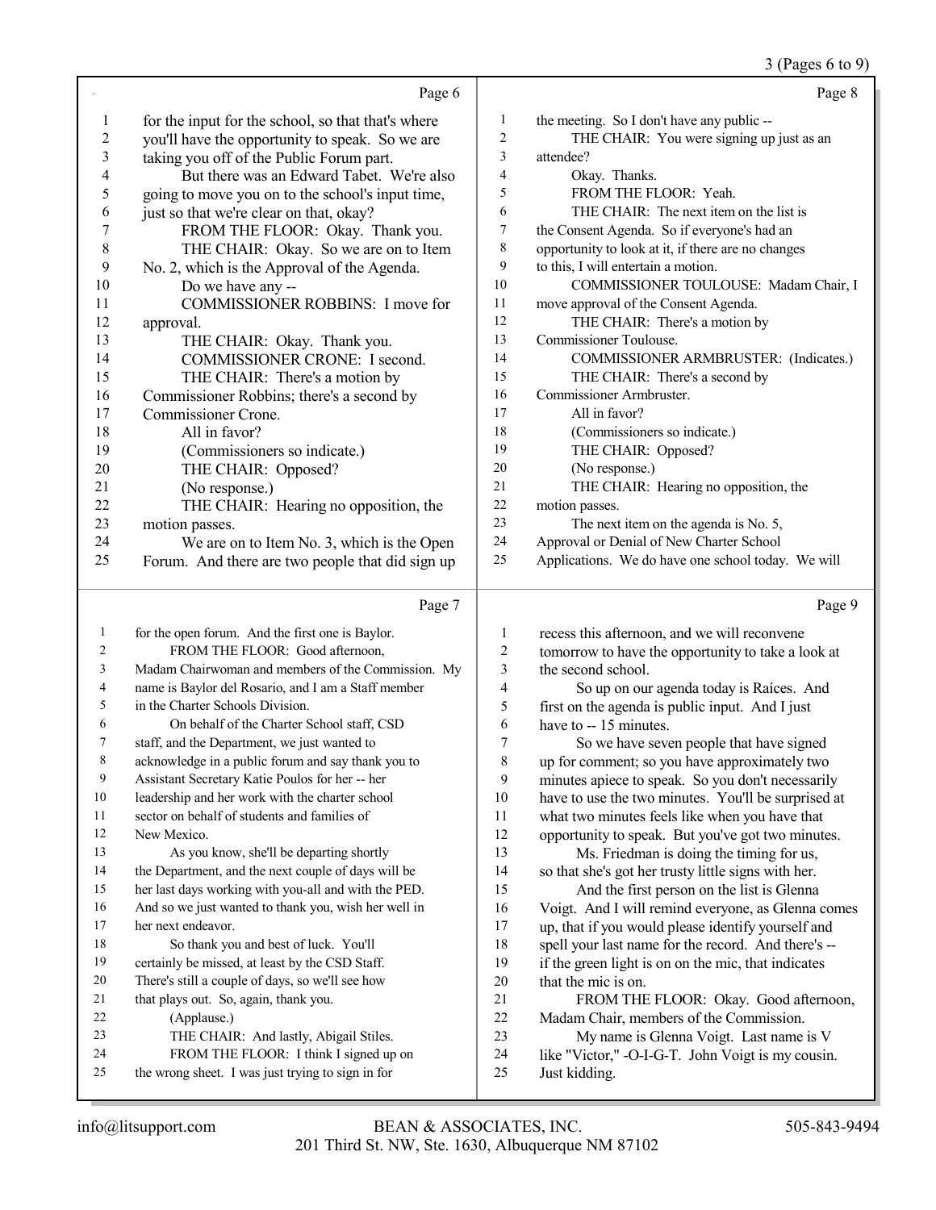Page 6

1 for the input for the school, so that that's where
2 you'll have the opportunity to speak. So we are
3 taking you off of the Public Forum part.
4 But there was an Edward Tabet. We're also
5 going to move you on to the school's input time,
6 just so that we're clear on that, okay?
7 FROM THE FLOOR: Okay. Thank you.
8 THE CHAIR: Okay. So we are on to Item
9 No. 2, which is the Approval of the Agenda.
10 Do we have any --
11 COMMISSIONER ROBBINS: I move for
12 approval.
13 THE CHAIR: Okay. Thank you.
14 COMMISSIONER CRONE: I second.
15 THE CHAIR: There's a motion by
16 Commissioner Robbins; there's a second by
17 Commissioner Crone.
18 All in favor?
19 (Commissioners so indicate.)
20 THE CHAIR: Opposed?
21 (No response.)
22 THE CHAIR: Hearing no opposition, the
23 motion passes.
24 We are on to Item No. 3, which is the Open
25 Forum. And there are two people that did sign up

Page 7

1 for the open forum. And the first one is Baylor.
2 FROM THE FLOOR: Good afternoon,
3 Madam Chairwoman and members of the Commission. My
4 name is Baylor del Rosario, and I am a Staff member
5 in the Charter Schools Division.
6 On behalf of the Charter School staff, CSD
7 staff, and the Department, we just wanted to
8 acknowledge in a public forum and say thank you to
9 Assistant Secretary Katie Poulos for her -- her
10 leadership and her work with the charter school
11 sector on behalf of students and families of
12 New Mexico.
13 As you know, she'll be departing shortly
14 the Department, and the next couple of days will be
15 her last days working with you-all and with the PED.
16 And so we just wanted to thank you, wish her well in
17 her next endeavor.
18 So thank you and best of luck. You'll
19 certainly be missed, at least by the CSD Staff.
20 There's still a couple of days, so we'll see how
21 that plays out. So, again, thank you.
22 (Applause.)
23 THE CHAIR: And lastly, Abigail Stiles.
24 FROM THE FLOOR: I think I signed up on
25 the wrong sheet. I was just trying to sign in for

Page 8

1 the meeting. So I don't have any public --
2 THE CHAIR: You were signing up just as an
3 attendee?
4 Okay. Thanks.
5 FROM THE FLOOR: Yeah.
6 THE CHAIR: The next item on the list is
7 the Consent Agenda. So if everyone's had an
8 opportunity to look at it, if there are no changes
9 to this, I will entertain a motion.
10 COMMISSIONER TOULOUSE: Madam Chair, I
11 move approval of the Consent Agenda.
12 THE CHAIR: There's a motion by
13 Commissioner Toulouse.
14 COMMISSIONER ARMBRUSTER: (Indicates.)
15 THE CHAIR: There's a second by
16 Commissioner Armbruster.
17 All in favor?
18 (Commissioners so indicate.)
19 THE CHAIR: Opposed?
20 (No response.)
21 THE CHAIR: Hearing no opposition, the
22 motion passes.
23 The next item on the agenda is No. 5,
24 Approval or Denial of New Charter School
25 Applications. We do have one school today. We will

Page 9

1 recess this afternoon, and we will reconvene
2 tomorrow to have the opportunity to take a look at
3 the second school.
4 So up on our agenda today is Raíces. And
5 first on the agenda is public input. And I just
6 have to -- 15 minutes.
7 So we have seven people that have signed
8 up for comment; so you have approximately two
9 minutes apiece to speak. So you don't necessarily
10 have to use the two minutes. You'll be surprised at
11 what two minutes feels like when you have that
12 opportunity to speak. But you've got two minutes.
13 Ms. Friedman is doing the timing for us,
14 so that she's got her trusty little signs with her.
15 And the first person on the list is Glenna
16 Voigt. And I will remind everyone, as Glenna comes
17 up, that if you would please identify yourself and
18 spell your last name for the record. And there's --
19 if the green light is on on the mic, that indicates
20 that the mic is on.
21 FROM THE FLOOR: Okay. Good afternoon,
22 Madam Chair, members of the Commission.
23 My name is Glenna Voigt. Last name is V
24 like "Victor," -O-I-G-T. John Voigt is my cousin.
25 Just kidding.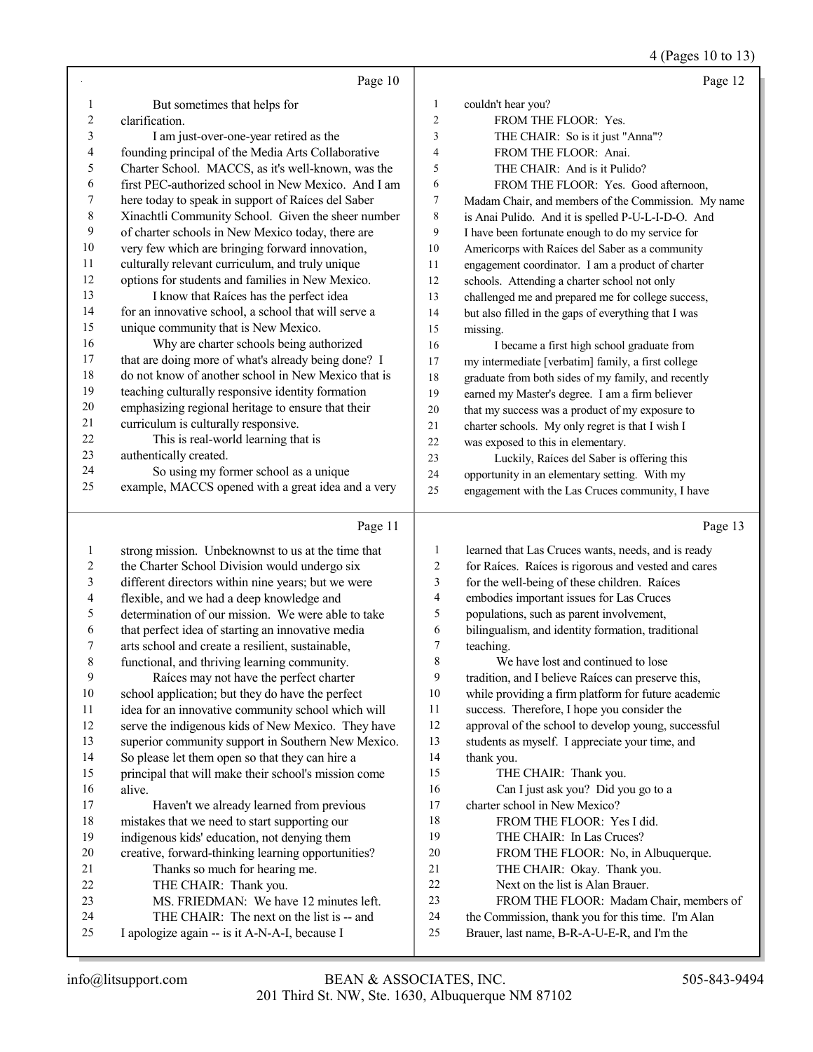Page 10

1 But sometimes that helps for
2 clarification.
3 I am just-over-one-year retired as the
4 founding principal of the Media Arts Collaborative
5 Charter School. MACCS, as it's well-known, was the
6 first PEC-authorized school in New Mexico. And I am
7 here today to speak in support of Raíces del Saber
8 Xinachtli Community School. Given the sheer number
9 of charter schools in New Mexico today, there are
10 very few which are bringing forward innovation,
11 culturally relevant curriculum, and truly unique
12 options for students and families in New Mexico.
13 I know that Raíces has the perfect idea
14 for an innovative school, a school that will serve a
15 unique community that is New Mexico.
16 Why are charter schools being authorized
17 that are doing more of what's already being done? I
18 do not know of another school in New Mexico that is
19 teaching culturally responsive identity formation
20 emphasizing regional heritage to ensure that their
21 curriculum is culturally responsive.
22 This is real-world learning that is
23 authentically created.
24 So using my former school as a unique
25 example, MACCS opened with a great idea and a very

Page 11

1 strong mission. Unbeknownst to us at the time that
2 the Charter School Division would undergo six
3 different directors within nine years; but we were
4 flexible, and we had a deep knowledge and
5 determination of our mission. We were able to take
6 that perfect idea of starting an innovative media
7 arts school and create a resilient, sustainable,
8 functional, and thriving learning community.
9 Raíces may not have the perfect charter
10 school application; but they do have the perfect
11 idea for an innovative community school which will
12 serve the indigenous kids of New Mexico. They have
13 superior community support in Southern New Mexico.
14 So please let them open so that they can hire a
15 principal that will make their school's mission come
16 alive.
17 Haven't we already learned from previous
18 mistakes that we need to start supporting our
19 indigenous kids' education, not denying them
20 creative, forward-thinking learning opportunities?
21 Thanks so much for hearing me.
22 THE CHAIR: Thank you.
23 MS. FRIEDMAN: We have 12 minutes left.
24 THE CHAIR: The next on the list is -- and
25 I apologize again -- is it A-N-A-I, because I

Page 12

1 couldn't hear you?
2 FROM THE FLOOR: Yes.
3 THE CHAIR: So is it just "Anna"?
4 FROM THE FLOOR: Anai.
5 THE CHAIR: And is it Pulido?
6 FROM THE FLOOR: Yes. Good afternoon,
7 Madam Chair, and members of the Commission. My name
8 is Anai Pulido. And it is spelled P-U-L-I-D-O. And
9 I have been fortunate enough to do my service for
10 Americorps with Raíces del Saber as a community
11 engagement coordinator. I am a product of charter
12 schools. Attending a charter school not only
13 challenged me and prepared me for college success,
14 but also filled in the gaps of everything that I was
15 missing.
16 I became a first high school graduate from
17 my intermediate [verbatim] family, a first college
18 graduate from both sides of my family, and recently
19 earned my Master's degree. I am a firm believer
20 that my success was a product of my exposure to
21 charter schools. My only regret is that I wish I
22 was exposed to this in elementary.
23 Luckily, Raíces del Saber is offering this
24 opportunity in an elementary setting. With my
25 engagement with the Las Cruces community, I have

Page 13

1 learned that Las Cruces wants, needs, and is ready
2 for Raíces. Raíces is rigorous and vested and cares
3 for the well-being of these children. Raíces
4 embodies important issues for Las Cruces
5 populations, such as parent involvement,
6 bilingualism, and identity formation, traditional
7 teaching.
8 We have lost and continued to lose
9 tradition, and I believe Raíces can preserve this,
10 while providing a firm platform for future academic
11 success. Therefore, I hope you consider the
12 approval of the school to develop young, successful
13 students as myself. I appreciate your time, and
14 thank you.
15 THE CHAIR: Thank you.
16 Can I just ask you? Did you go to a
17 charter school in New Mexico?
18 FROM THE FLOOR: Yes I did.
19 THE CHAIR: In Las Cruces?
20 FROM THE FLOOR: No, in Albuquerque.
21 THE CHAIR: Okay. Thank you.
22 Next on the list is Alan Brauer.
23 FROM THE FLOOR: Madam Chair, members of
24 the Commission, thank you for this time. I'm Alan
25 Brauer, last name, B-R-A-U-E-R, and I'm the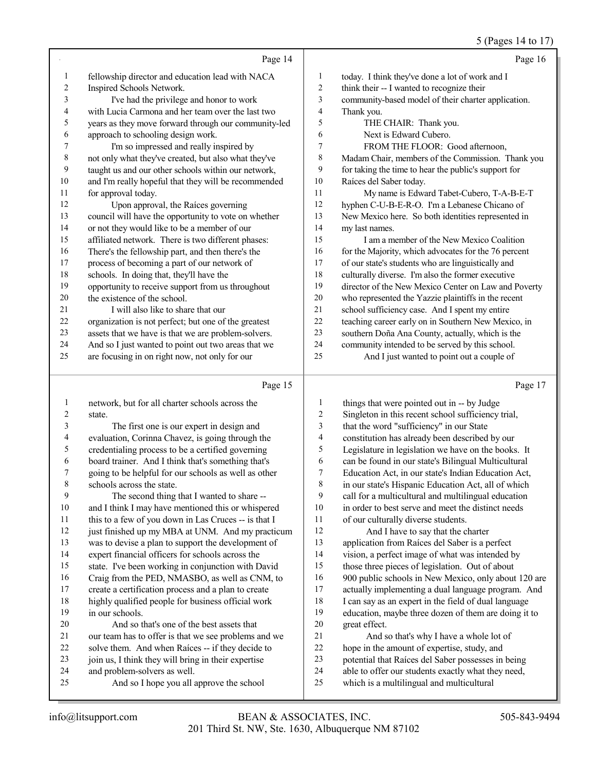Page 14

fellowship director and education lead with NACA Inspired Schools Network.

I've had the privilege and honor to work with Lucia Carmona and her team over the last two years as they move forward through our community-led approach to schooling design work.

I'm so impressed and really inspired by not only what they've created, but also what they've taught us and our other schools within our network, and I'm really hopeful that they will be recommended for approval today.

Upon approval, the Raíces governing council will have the opportunity to vote on whether or not they would like to be a member of our affiliated network. There is two different phases: There's the fellowship part, and then there's the process of becoming a part of our network of schools. In doing that, they'll have the opportunity to receive support from us throughout the existence of the school.

I will also like to share that our organization is not perfect; but one of the greatest assets that we have is that we are problem-solvers. And so I just wanted to point out two areas that we are focusing in on right now, not only for our

Page 15

network, but for all charter schools across the state.

The first one is our expert in design and evaluation, Corinna Chavez, is going through the credentialing process to be a certified governing board trainer. And I think that's something that's going to be helpful for our schools as well as other schools across the state.

The second thing that I wanted to share -- and I think I may have mentioned this or whispered this to a few of you down in Las Cruces -- is that I just finished up my MBA at UNM. And my practicum was to devise a plan to support the development of expert financial officers for schools across the state. I've been working in conjunction with David Craig from the PED, NMASBO, as well as CNM, to create a certification process and a plan to create highly qualified people for business official work in our schools.

And so that's one of the best assets that our team has to offer is that we see problems and we solve them. And when Raíces -- if they decide to join us, I think they will bring in their expertise and problem-solvers as well.

And so I hope you all approve the school

Page 16

today. I think they've done a lot of work and I think their -- I wanted to recognize their community-based model of their charter application. Thank you.

THE CHAIR: Thank you.

Next is Edward Cubero.

FROM THE FLOOR: Good afternoon, Madam Chair, members of the Commission. Thank you for taking the time to hear the public's support for Raíces del Saber today.

My name is Edward Tabet-Cubero, T-A-B-E-T hyphen C-U-B-E-R-O. I'm a Lebanese Chicano of New Mexico here. So both identities represented in my last names.

I am a member of the New Mexico Coalition for the Majority, which advocates for the 76 percent of our state's students who are linguistically and culturally diverse. I'm also the former executive director of the New Mexico Center on Law and Poverty who represented the Yazzie plaintiffs in the recent school sufficiency case. And I spent my entire teaching career early on in Southern New Mexico, in southern Doña Ana County, actually, which is the community intended to be served by this school.

And I just wanted to point out a couple of

Page 17

things that were pointed out in -- by Judge Singleton in this recent school sufficiency trial, that the word "sufficiency" in our State constitution has already been described by our Legislature in legislation we have on the books. It can be found in our state's Bilingual Multicultural Education Act, in our state's Indian Education Act, in our state's Hispanic Education Act, all of which call for a multicultural and multilingual education in order to best serve and meet the distinct needs of our culturally diverse students.

And I have to say that the charter application from Raíces del Saber is a perfect vision, a perfect image of what was intended by those three pieces of legislation. Out of about 900 public schools in New Mexico, only about 120 are actually implementing a dual language program. And I can say as an expert in the field of dual language education, maybe three dozen of them are doing it to great effect.

And so that's why I have a whole lot of hope in the amount of expertise, study, and potential that Raíces del Saber possesses in being able to offer our students exactly what they need, which is a multilingual and multicultural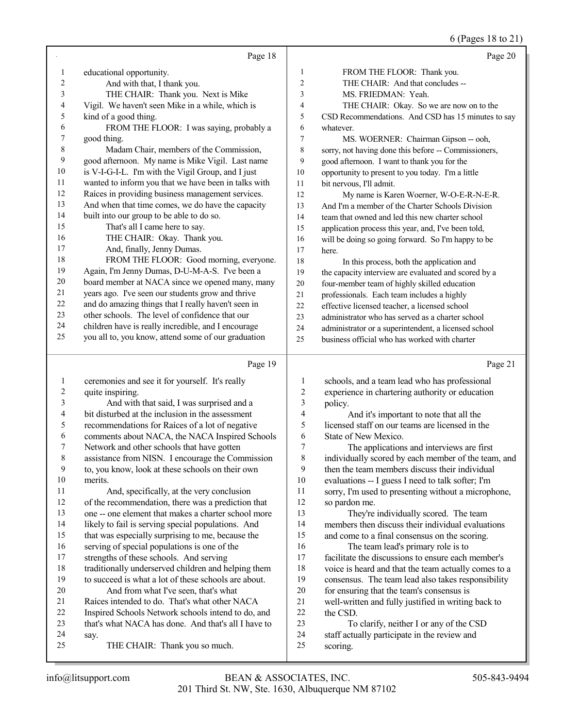Page 18

educational opportunity.
And with that, I thank you.
THE CHAIR: Thank you. Next is Mike Vigil. We haven't seen Mike in a while, which is kind of a good thing.
FROM THE FLOOR: I was saying, probably a good thing.
Madam Chair, members of the Commission, good afternoon. My name is Mike Vigil. Last name is V-I-G-I-L. I'm with the Vigil Group, and I just wanted to inform you that we have been in talks with Raíces in providing business management services. And when that time comes, we do have the capacity built into our group to be able to do so.
That's all I came here to say.
THE CHAIR: Okay. Thank you.
And, finally, Jenny Dumas.
FROM THE FLOOR: Good morning, everyone. Again, I'm Jenny Dumas, D-U-M-A-S. I've been a board member at NACA since we opened many, many years ago. I've seen our students grow and thrive and do amazing things that I really haven't seen in other schools. The level of confidence that our children have is really incredible, and I encourage you all to, you know, attend some of our graduation

Page 19

ceremonies and see it for yourself. It's really quite inspiring.
And with that said, I was surprised and a bit disturbed at the inclusion in the assessment recommendations for Raíces of a lot of negative comments about NACA, the NACA Inspired Schools Network and other schools that have gotten assistance from NISN. I encourage the Commission to, you know, look at these schools on their own merits.
And, specifically, at the very conclusion of the recommendation, there was a prediction that one -- one element that makes a charter school more likely to fail is serving special populations. And that was especially surprising to me, because the serving of special populations is one of the strengths of these schools. And serving traditionally underserved children and helping them to succeed is what a lot of these schools are about.
And from what I've seen, that's what Raíces intended to do. That's what other NACA Inspired Schools Network schools intend to do, and that's what NACA has done. And that's all I have to say.
THE CHAIR: Thank you so much.

Page 20

FROM THE FLOOR: Thank you.
THE CHAIR: And that concludes --
MS. FRIEDMAN: Yeah.
THE CHAIR: Okay. So we are now on to the CSD Recommendations. And CSD has 15 minutes to say whatever.
MS. WOERNER: Chairman Gipson -- ooh, sorry, not having done this before -- Commissioners, good afternoon. I want to thank you for the opportunity to present to you today. I'm a little bit nervous, I'll admit.
My name is Karen Woerner, W-O-E-R-N-E-R. And I'm a member of the Charter Schools Division team that owned and led this new charter school application process this year, and, I've been told, will be doing so going forward. So I'm happy to be here.
In this process, both the application and the capacity interview are evaluated and scored by a four-member team of highly skilled education professionals. Each team includes a highly effective licensed teacher, a licensed school administrator who has served as a charter school administrator or a superintendent, a licensed school business official who has worked with charter

Page 21

schools, and a team lead who has professional experience in chartering authority or education policy.
And it's important to note that all the licensed staff on our teams are licensed in the State of New Mexico.
The applications and interviews are first individually scored by each member of the team, and then the team members discuss their individual evaluations -- I guess I need to talk softer; I'm sorry, I'm used to presenting without a microphone, so pardon me.
They're individually scored. The team members then discuss their individual evaluations and come to a final consensus on the scoring.
The team lead's primary role is to facilitate the discussions to ensure each member's voice is heard and that the team actually comes to a consensus. The team lead also takes responsibility for ensuring that the team's consensus is well-written and fully justified in writing back to the CSD.
To clarify, neither I or any of the CSD staff actually participate in the review and scoring.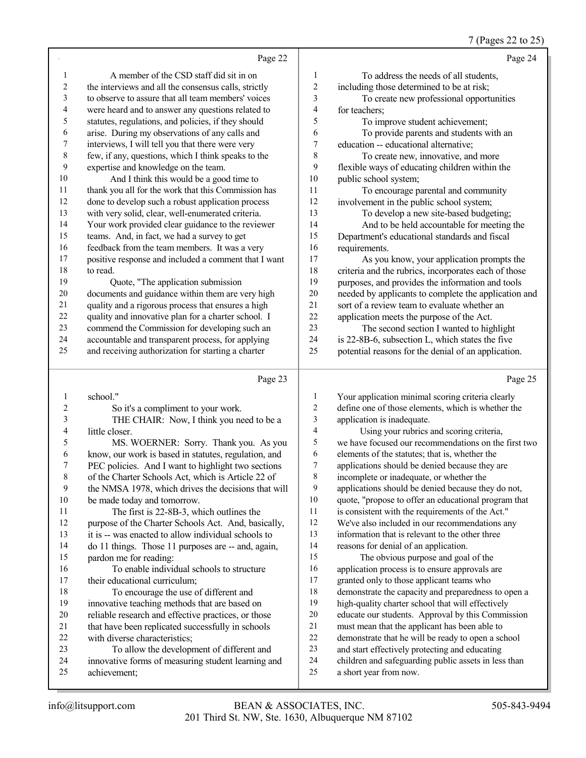Page 22

A member of the CSD staff did sit in on the interviews and all the consensus calls, strictly to observe to assure that all team members' voices were heard and to answer any questions related to statutes, regulations, and policies, if they should arise. During my observations of any calls and interviews, I will tell you that there were very few, if any, questions, which I think speaks to the expertise and knowledge on the team.

And I think this would be a good time to thank you all for the work that this Commission has done to develop such a robust application process with very solid, clear, well-enumerated criteria. Your work provided clear guidance to the reviewer teams. And, in fact, we had a survey to get feedback from the team members. It was a very positive response and included a comment that I want to read.

Quote, "The application submission documents and guidance within them are very high quality and a rigorous process that ensures a high quality and innovative plan for a charter school. I commend the Commission for developing such an accountable and transparent process, for applying and receiving authorization for starting a charter

Page 23

school."

So it's a compliment to your work.

THE CHAIR: Now, I think you need to be a little closer.

MS. WOERNER: Sorry. Thank you. As you know, our work is based in statutes, regulation, and PEC policies. And I want to highlight two sections of the Charter Schools Act, which is Article 22 of the NMSA 1978, which drives the decisions that will be made today and tomorrow.

The first is 22-8B-3, which outlines the purpose of the Charter Schools Act. And, basically, it is -- was enacted to allow individual schools to do 11 things. Those 11 purposes are -- and, again, pardon me for reading:

To enable individual schools to structure their educational curriculum;

To encourage the use of different and innovative teaching methods that are based on reliable research and effective practices, or those that have been replicated successfully in schools with diverse characteristics;

To allow the development of different and innovative forms of measuring student learning and achievement;

Page 24

To address the needs of all students, including those determined to be at risk;

To create new professional opportunities for teachers;

To improve student achievement;

To provide parents and students with an education -- educational alternative;

To create new, innovative, and more flexible ways of educating children within the public school system;

To encourage parental and community involvement in the public school system;

To develop a new site-based budgeting;

And to be held accountable for meeting the Department's educational standards and fiscal requirements.

As you know, your application prompts the criteria and the rubrics, incorporates each of those purposes, and provides the information and tools needed by applicants to complete the application and sort of a review team to evaluate whether an application meets the purpose of the Act.

The second section I wanted to highlight is 22-8B-6, subsection L, which states the five potential reasons for the denial of an application.

Page 25

Your application minimal scoring criteria clearly define one of those elements, which is whether the application is inadequate.

Using your rubrics and scoring criteria, we have focused our recommendations on the first two elements of the statutes; that is, whether the applications should be denied because they are incomplete or inadequate, or whether the applications should be denied because they do not, quote, "propose to offer an educational program that is consistent with the requirements of the Act." We've also included in our recommendations any information that is relevant to the other three reasons for denial of an application.

The obvious purpose and goal of the application process is to ensure approvals are granted only to those applicant teams who demonstrate the capacity and preparedness to open a high-quality charter school that will effectively educate our students. Approval by this Commission must mean that the applicant has been able to demonstrate that he will be ready to open a school and start effectively protecting and educating children and safeguarding public assets in less than a short year from now.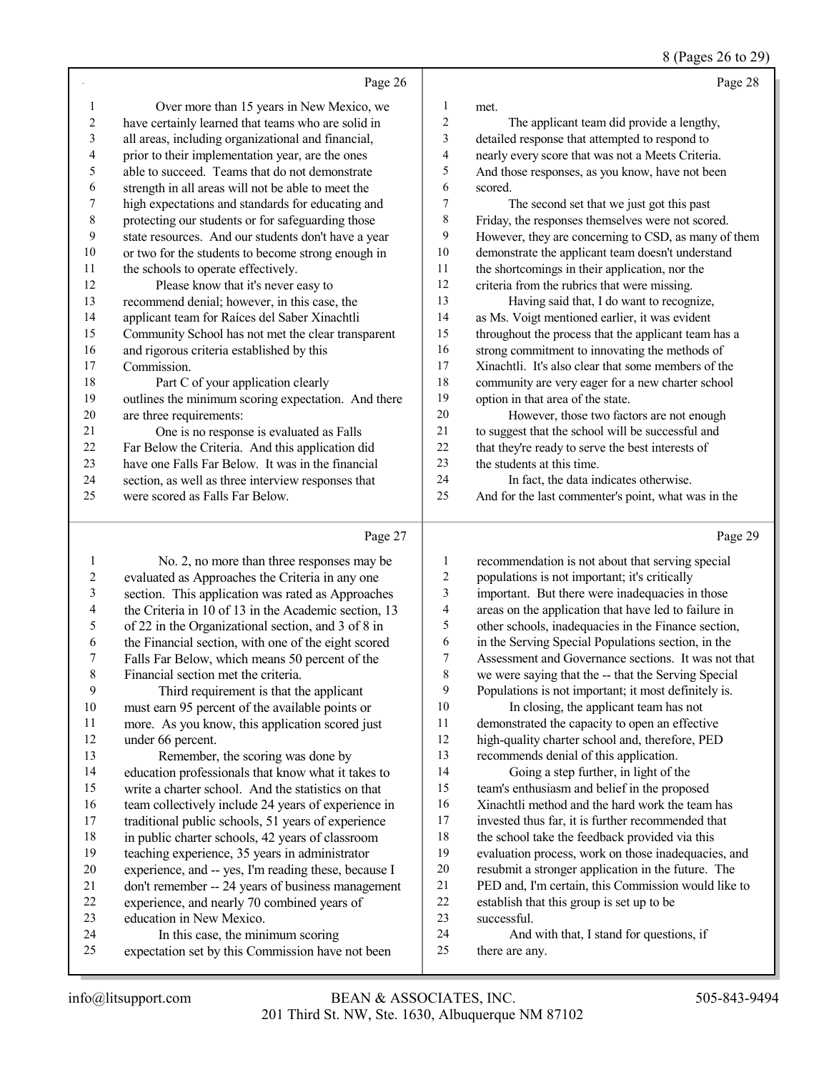Page 26

1 Over more than 15 years in New Mexico, we
2 have certainly learned that teams who are solid in
3 all areas, including organizational and financial,
4 prior to their implementation year, are the ones
5 able to succeed. Teams that do not demonstrate
6 strength in all areas will not be able to meet the
7 high expectations and standards for educating and
8 protecting our students or for safeguarding those
9 state resources. And our students don't have a year
10 or two for the students to become strong enough in
11 the schools to operate effectively.
12 Please know that it's never easy to
13 recommend denial; however, in this case, the
14 applicant team for Raíces del Saber Xinachtli
15 Community School has not met the clear transparent
16 and rigorous criteria established by this
17 Commission.
18 Part C of your application clearly
19 outlines the minimum scoring expectation. And there
20 are three requirements:
21 One is no response is evaluated as Falls
22 Far Below the Criteria. And this application did
23 have one Falls Far Below. It was in the financial
24 section, as well as three interview responses that
25 were scored as Falls Far Below.

Page 27

1 No. 2, no more than three responses may be
2 evaluated as Approaches the Criteria in any one
3 section. This application was rated as Approaches
4 the Criteria in 10 of 13 in the Academic section, 13
5 of 22 in the Organizational section, and 3 of 8 in
6 the Financial section, with one of the eight scored
7 Falls Far Below, which means 50 percent of the
8 Financial section met the criteria.
9 Third requirement is that the applicant
10 must earn 95 percent of the available points or
11 more. As you know, this application scored just
12 under 66 percent.
13 Remember, the scoring was done by
14 education professionals that know what it takes to
15 write a charter school. And the statistics on that
16 team collectively include 24 years of experience in
17 traditional public schools, 51 years of experience
18 in public charter schools, 42 years of classroom
19 teaching experience, 35 years in administrator
20 experience, and -- yes, I'm reading these, because I
21 don't remember -- 24 years of business management
22 experience, and nearly 70 combined years of
23 education in New Mexico.
24 In this case, the minimum scoring
25 expectation set by this Commission have not been

Page 28

1 met.
2 The applicant team did provide a lengthy,
3 detailed response that attempted to respond to
4 nearly every score that was not a Meets Criteria.
5 And those responses, as you know, have not been
6 scored.
7 The second set that we just got this past
8 Friday, the responses themselves were not scored.
9 However, they are concerning to CSD, as many of them
10 demonstrate the applicant team doesn't understand
11 the shortcomings in their application, nor the
12 criteria from the rubrics that were missing.
13 Having said that, I do want to recognize,
14 as Ms. Voigt mentioned earlier, it was evident
15 throughout the process that the applicant team has a
16 strong commitment to innovating the methods of
17 Xinachtli. It's also clear that some members of the
18 community are very eager for a new charter school
19 option in that area of the state.
20 However, those two factors are not enough
21 to suggest that the school will be successful and
22 that they're ready to serve the best interests of
23 the students at this time.
24 In fact, the data indicates otherwise.
25 And for the last commenter's point, what was in the

Page 29

1 recommendation is not about that serving special
2 populations is not important; it's critically
3 important. But there were inadequacies in those
4 areas on the application that have led to failure in
5 other schools, inadequacies in the Finance section,
6 in the Serving Special Populations section, in the
7 Assessment and Governance sections. It was not that
8 we were saying that the -- that the Serving Special
9 Populations is not important; it most definitely is.
10 In closing, the applicant team has not
11 demonstrated the capacity to open an effective
12 high-quality charter school and, therefore, PED
13 recommends denial of this application.
14 Going a step further, in light of the
15 team's enthusiasm and belief in the proposed
16 Xinachtli method and the hard work the team has
17 invested thus far, it is further recommended that
18 the school take the feedback provided via this
19 evaluation process, work on those inadequacies, and
20 resubmit a stronger application in the future. The
21 PED and, I'm certain, this Commission would like to
22 establish that this group is set up to be
23 successful.
24 And with that, I stand for questions, if
25 there are any.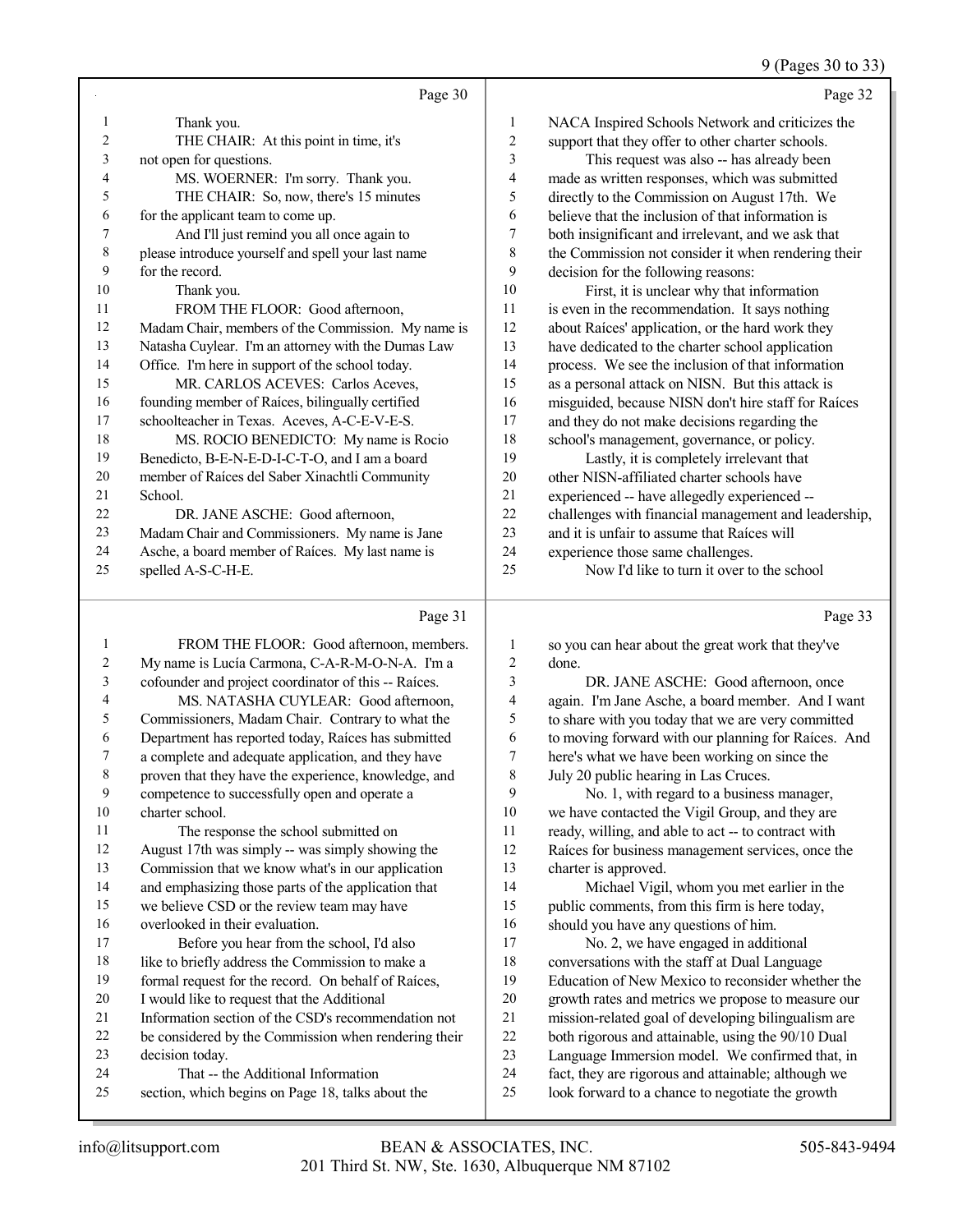Page 30

1 Thank you.
2 THE CHAIR: At this point in time, it's
3 not open for questions.
4 MS. WOERNER: I'm sorry. Thank you.
5 THE CHAIR: So, now, there's 15 minutes
6 for the applicant team to come up.
7 And I'll just remind you all once again to
8 please introduce yourself and spell your last name
9 for the record.
10 Thank you.
11 FROM THE FLOOR: Good afternoon,
12 Madam Chair, members of the Commission. My name is
13 Natasha Cuylear. I'm an attorney with the Dumas Law
14 Office. I'm here in support of the school today.
15 MR. CARLOS ACEVES: Carlos Aceves,
16 founding member of Raíces, bilingually certified
17 schoolteacher in Texas. Aceves, A-C-E-V-E-S.
18 MS. ROCIO BENEDICTO: My name is Rocio
19 Benedicto, B-E-N-E-D-I-C-T-O, and I am a board
20 member of Raíces del Saber Xinachtli Community
21 School.
22 DR. JANE ASCHE: Good afternoon,
23 Madam Chair and Commissioners. My name is Jane
24 Asche, a board member of Raíces. My last name is
25 spelled A-S-C-H-E.

Page 31

1 FROM THE FLOOR: Good afternoon, members.
2 My name is Lucía Carmona, C-A-R-M-O-N-A. I'm a
3 cofounder and project coordinator of this -- Raíces.
4 MS. NATASHA CUYLEAR: Good afternoon,
5 Commissioners, Madam Chair. Contrary to what the
6 Department has reported today, Raíces has submitted
7 a complete and adequate application, and they have
8 proven that they have the experience, knowledge, and
9 competence to successfully open and operate a
10 charter school.
11 The response the school submitted on
12 August 17th was simply -- was simply showing the
13 Commission that we know what's in our application
14 and emphasizing those parts of the application that
15 we believe CSD or the review team may have
16 overlooked in their evaluation.
17 Before you hear from the school, I'd also
18 like to briefly address the Commission to make a
19 formal request for the record. On behalf of Raíces,
20 I would like to request that the Additional
21 Information section of the CSD's recommendation not
22 be considered by the Commission when rendering their
23 decision today.
24 That -- the Additional Information
25 section, which begins on Page 18, talks about the

Page 32

1 NACA Inspired Schools Network and criticizes the
2 support that they offer to other charter schools.
3 This request was also -- has already been
4 made as written responses, which was submitted
5 directly to the Commission on August 17th. We
6 believe that the inclusion of that information is
7 both insignificant and irrelevant, and we ask that
8 the Commission not consider it when rendering their
9 decision for the following reasons:
10 First, it is unclear why that information
11 is even in the recommendation. It says nothing
12 about Raíces' application, or the hard work they
13 have dedicated to the charter school application
14 process. We see the inclusion of that information
15 as a personal attack on NISN. But this attack is
16 misguided, because NISN don't hire staff for Raíces
17 and they do not make decisions regarding the
18 school's management, governance, or policy.
19 Lastly, it is completely irrelevant that
20 other NISN-affiliated charter schools have
21 experienced -- have allegedly experienced --
22 challenges with financial management and leadership,
23 and it is unfair to assume that Raíces will
24 experience those same challenges.
25 Now I'd like to turn it over to the school

Page 33

1 so you can hear about the great work that they've
2 done.
3 DR. JANE ASCHE: Good afternoon, once
4 again. I'm Jane Asche, a board member. And I want
5 to share with you today that we are very committed
6 to moving forward with our planning for Raíces. And
7 here's what we have been working on since the
8 July 20 public hearing in Las Cruces.
9 No. 1, with regard to a business manager,
10 we have contacted the Vigil Group, and they are
11 ready, willing, and able to act -- to contract with
12 Raíces for business management services, once the
13 charter is approved.
14 Michael Vigil, whom you met earlier in the
15 public comments, from this firm is here today,
16 should you have any questions of him.
17 No. 2, we have engaged in additional
18 conversations with the staff at Dual Language
19 Education of New Mexico to reconsider whether the
20 growth rates and metrics we propose to measure our
21 mission-related goal of developing bilingualism are
22 both rigorous and attainable, using the 90/10 Dual
23 Language Immersion model. We confirmed that, in
24 fact, they are rigorous and attainable; although we
25 look forward to a chance to negotiate the growth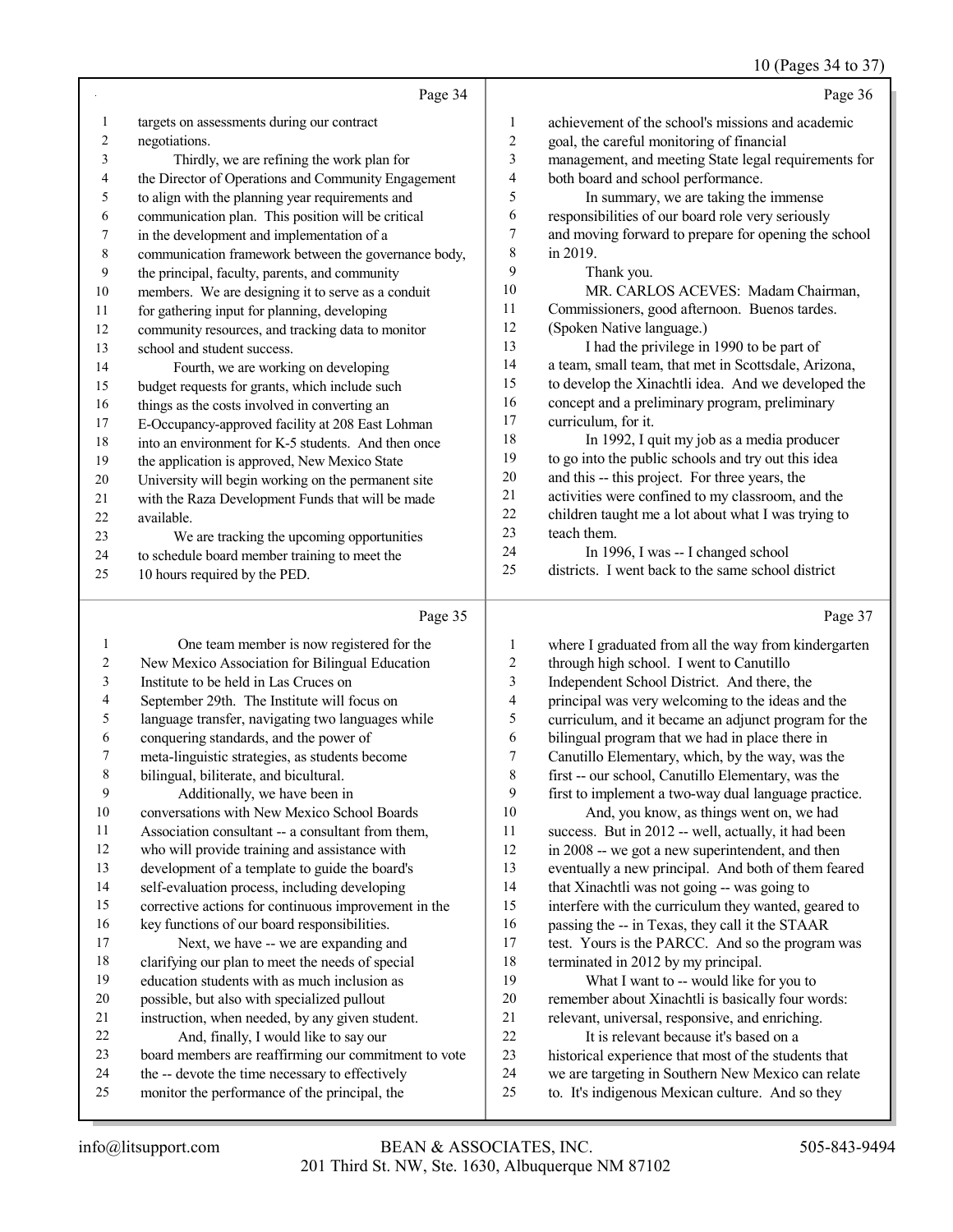Page 34

1 targets on assessments during our contract
2 negotiations.
3 Thirdly, we are refining the work plan for
4 the Director of Operations and Community Engagement
5 to align with the planning year requirements and
6 communication plan. This position will be critical
7 in the development and implementation of a
8 communication framework between the governance body,
9 the principal, faculty, parents, and community
10 members. We are designing it to serve as a conduit
11 for gathering input for planning, developing
12 community resources, and tracking data to monitor
13 school and student success.
14 Fourth, we are working on developing
15 budget requests for grants, which include such
16 things as the costs involved in converting an
17 E-Occupancy-approved facility at 208 East Lohman
18 into an environment for K-5 students. And then once
19 the application is approved, New Mexico State
20 University will begin working on the permanent site
21 with the Raza Development Funds that will be made
22 available.
23 We are tracking the upcoming opportunities
24 to schedule board member training to meet the
25 10 hours required by the PED.

Page 35

1 One team member is now registered for the
2 New Mexico Association for Bilingual Education
3 Institute to be held in Las Cruces on
4 September 29th. The Institute will focus on
5 language transfer, navigating two languages while
6 conquering standards, and the power of
7 meta-linguistic strategies, as students become
8 bilingual, biliterate, and bicultural.
9 Additionally, we have been in
10 conversations with New Mexico School Boards
11 Association consultant -- a consultant from them,
12 who will provide training and assistance with
13 development of a template to guide the board's
14 self-evaluation process, including developing
15 corrective actions for continuous improvement in the
16 key functions of our board responsibilities.
17 Next, we have -- we are expanding and
18 clarifying our plan to meet the needs of special
19 education students with as much inclusion as
20 possible, but also with specialized pullout
21 instruction, when needed, by any given student.
22 And, finally, I would like to say our
23 board members are reaffirming our commitment to vote
24 the -- devote the time necessary to effectively
25 monitor the performance of the principal, the

Page 36

1 achievement of the school's missions and academic
2 goal, the careful monitoring of financial
3 management, and meeting State legal requirements for
4 both board and school performance.
5 In summary, we are taking the immense
6 responsibilities of our board role very seriously
7 and moving forward to prepare for opening the school
8 in 2019.
9 Thank you.
10 MR. CARLOS ACEVES: Madam Chairman,
11 Commissioners, good afternoon. Buenos tardes.
12 (Spoken Native language.)
13 I had the privilege in 1990 to be part of
14 a team, small team, that met in Scottsdale, Arizona,
15 to develop the Xinachtli idea. And we developed the
16 concept and a preliminary program, preliminary
17 curriculum, for it.
18 In 1992, I quit my job as a media producer
19 to go into the public schools and try out this idea
20 and this -- this project. For three years, the
21 activities were confined to my classroom, and the
22 children taught me a lot about what I was trying to
23 teach them.
24 In 1996, I was -- I changed school
25 districts. I went back to the same school district

Page 37

1 where I graduated from all the way from kindergarten
2 through high school. I went to Canutillo
3 Independent School District. And there, the
4 principal was very welcoming to the ideas and the
5 curriculum, and it became an adjunct program for the
6 bilingual program that we had in place there in
7 Canutillo Elementary, which, by the way, was the
8 first -- our school, Canutillo Elementary, was the
9 first to implement a two-way dual language practice.
10 And, you know, as things went on, we had
11 success. But in 2012 -- well, actually, it had been
12 in 2008 -- we got a new superintendent, and then
13 eventually a new principal. And both of them feared
14 that Xinachtli was not going -- was going to
15 interfere with the curriculum they wanted, geared to
16 passing the -- in Texas, they call it the STAAR
17 test. Yours is the PARCC. And so the program was
18 terminated in 2012 by my principal.
19 What I want to -- would like for you to
20 remember about Xinachtli is basically four words:
21 relevant, universal, responsive, and enriching.
22 It is relevant because it's based on a
23 historical experience that most of the students that
24 we are targeting in Southern New Mexico can relate
25 to. It's indigenous Mexican culture. And so they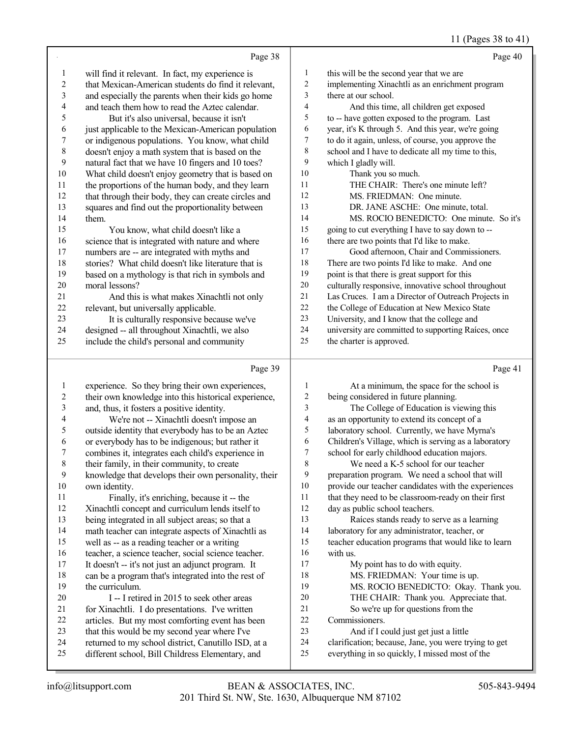Page 38

1 will find it relevant. In fact, my experience is
2 that Mexican-American students do find it relevant,
3 and especially the parents when their kids go home
4 and teach them how to read the Aztec calendar.
5 But it's also universal, because it isn't
6 just applicable to the Mexican-American population
7 or indigenous populations. You know, what child
8 doesn't enjoy a math system that is based on the
9 natural fact that we have 10 fingers and 10 toes?
10 What child doesn't enjoy geometry that is based on
11 the proportions of the human body, and they learn
12 that through their body, they can create circles and
13 squares and find out the proportionality between
14 them.
15 You know, what child doesn't like a
16 science that is integrated with nature and where
17 numbers are -- are integrated with myths and
18 stories? What child doesn't like literature that is
19 based on a mythology is that rich in symbols and
20 moral lessons?
21 And this is what makes Xinachtli not only
22 relevant, but universally applicable.
23 It is culturally responsive because we've
24 designed -- all throughout Xinachtli, we also
25 include the child's personal and community

Page 39

1 experience. So they bring their own experiences,
2 their own knowledge into this historical experience,
3 and, thus, it fosters a positive identity.
4 We're not -- Xinachtli doesn't impose an
5 outside identity that everybody has to be an Aztec
6 or everybody has to be indigenous; but rather it
7 combines it, integrates each child's experience in
8 their family, in their community, to create
9 knowledge that develops their own personality, their
10 own identity.
11 Finally, it's enriching, because it -- the
12 Xinachtli concept and curriculum lends itself to
13 being integrated in all subject areas; so that a
14 math teacher can integrate aspects of Xinachtli as
15 well as -- as a reading teacher or a writing
16 teacher, a science teacher, social science teacher.
17 It doesn't -- it's not just an adjunct program. It
18 can be a program that's integrated into the rest of
19 the curriculum.
20 I -- I retired in 2015 to seek other areas
21 for Xinachtli. I do presentations. I've written
22 articles. But my most comforting event has been
23 that this would be my second year where I've
24 returned to my school district, Canutillo ISD, at a
25 different school, Bill Childress Elementary, and

Page 40

1 this will be the second year that we are
2 implementing Xinachtli as an enrichment program
3 there at our school.
4 And this time, all children get exposed
5 to -- have gotten exposed to the program. Last
6 year, it's K through 5. And this year, we're going
7 to do it again, unless, of course, you approve the
8 school and I have to dedicate all my time to this,
9 which I gladly will.
10 Thank you so much.
11 THE CHAIR: There's one minute left?
12 MS. FRIEDMAN: One minute.
13 DR. JANE ASCHE: One minute, total.
14 MS. ROCIO BENEDICTO: One minute. So it's
15 going to cut everything I have to say down to --
16 there are two points that I'd like to make.
17 Good afternoon, Chair and Commissioners.
18 There are two points I'd like to make. And one
19 point is that there is great support for this
20 culturally responsive, innovative school throughout
21 Las Cruces. I am a Director of Outreach Projects in
22 the College of Education at New Mexico State
23 University, and I know that the college and
24 university are committed to supporting Raíces, once
25 the charter is approved.

Page 41

1 At a minimum, the space for the school is
2 being considered in future planning.
3 The College of Education is viewing this
4 as an opportunity to extend its concept of a
5 laboratory school. Currently, we have Myrna's
6 Children's Village, which is serving as a laboratory
7 school for early childhood education majors.
8 We need a K-5 school for our teacher
9 preparation program. We need a school that will
10 provide our teacher candidates with the experiences
11 that they need to be classroom-ready on their first
12 day as public school teachers.
13 Raíces stands ready to serve as a learning
14 laboratory for any administrator, teacher, or
15 teacher education programs that would like to learn
16 with us.
17 My point has to do with equity.
18 MS. FRIEDMAN: Your time is up.
19 MS. ROCIO BENEDICTO: Okay. Thank you.
20 THE CHAIR: Thank you. Appreciate that.
21 So we're up for questions from the
22 Commissioners.
23 And if I could just get just a little
24 clarification; because, Jane, you were trying to get
25 everything in so quickly, I missed most of the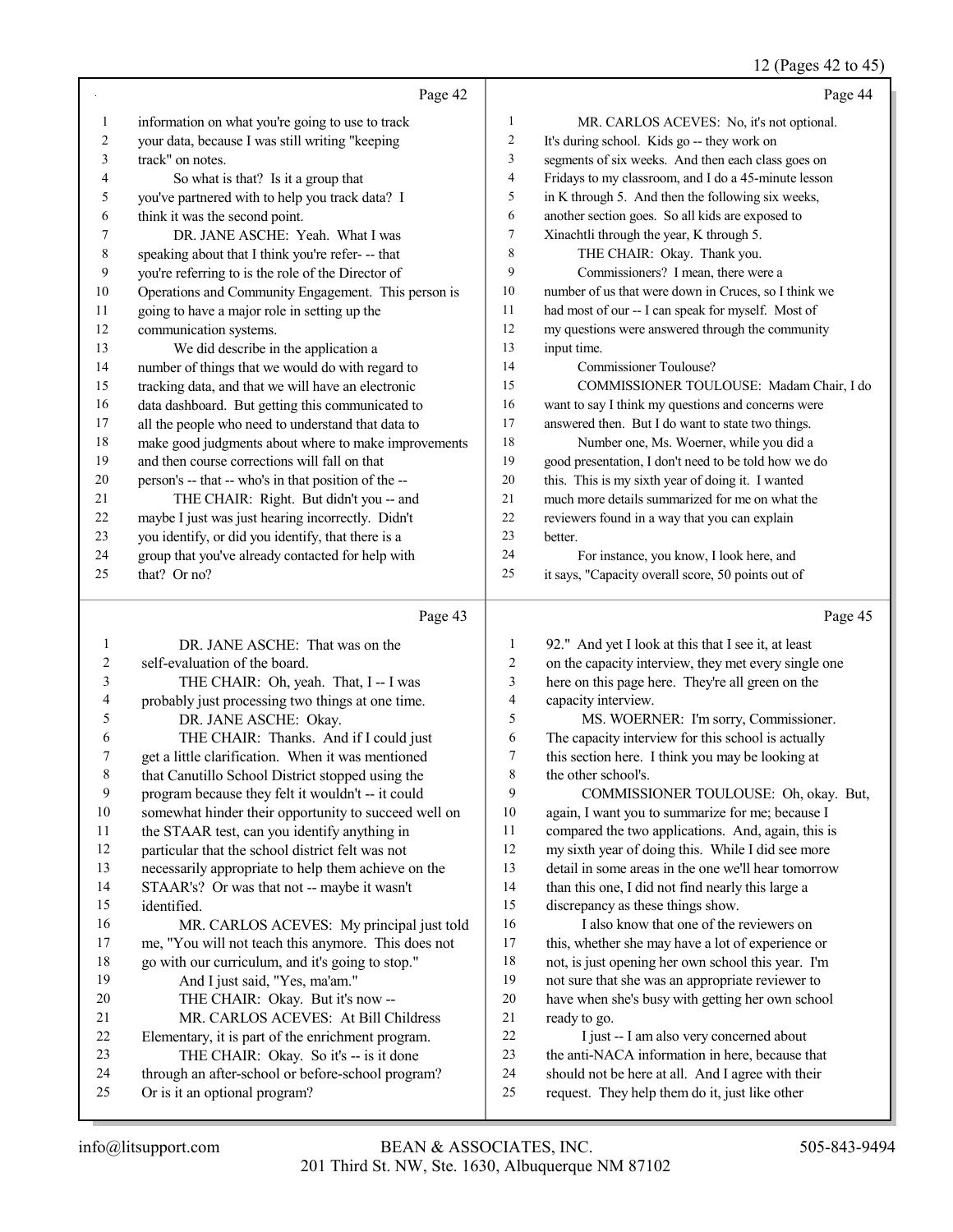Page 42

1 information on what you're going to use to track
2 your data, because I was still writing "keeping
3 track" on notes.
4 So what is that? Is it a group that
5 you've partnered with to help you track data? I
6 think it was the second point.
7 DR. JANE ASCHE: Yeah. What I was
8 speaking about that I think you're refer- -- that
9 you're referring to is the role of the Director of
10 Operations and Community Engagement. This person is
11 going to have a major role in setting up the
12 communication systems.
13 We did describe in the application a
14 number of things that we would do with regard to
15 tracking data, and that we will have an electronic
16 data dashboard. But getting this communicated to
17 all the people who need to understand that data to
18 make good judgments about where to make improvements
19 and then course corrections will fall on that
20 person's -- that -- who's in that position of the --
21 THE CHAIR: Right. But didn't you -- and
22 maybe I just was just hearing incorrectly. Didn't
23 you identify, or did you identify, that there is a
24 group that you've already contacted for help with
25 that? Or no?

Page 43

1 DR. JANE ASCHE: That was on the
2 self-evaluation of the board.
3 THE CHAIR: Oh, yeah. That, I -- I was
4 probably just processing two things at one time.
5 DR. JANE ASCHE: Okay.
6 THE CHAIR: Thanks. And if I could just
7 get a little clarification. When it was mentioned
8 that Canutillo School District stopped using the
9 program because they felt it wouldn't -- it could
10 somewhat hinder their opportunity to succeed well on
11 the STAAR test, can you identify anything in
12 particular that the school district felt was not
13 necessarily appropriate to help them achieve on the
14 STAAR's? Or was that not -- maybe it wasn't
15 identified.
16 MR. CARLOS ACEVES: My principal just told
17 me, "You will not teach this anymore. This does not
18 go with our curriculum, and it's going to stop."
19 And I just said, "Yes, ma'am."
20 THE CHAIR: Okay. But it's now --
21 MR. CARLOS ACEVES: At Bill Childress
22 Elementary, it is part of the enrichment program.
23 THE CHAIR: Okay. So it's -- is it done
24 through an after-school or before-school program?
25 Or is it an optional program?

Page 44

1 MR. CARLOS ACEVES: No, it's not optional.
2 It's during school. Kids go -- they work on
3 segments of six weeks. And then each class goes on
4 Fridays to my classroom, and I do a 45-minute lesson
5 in K through 5. And then the following six weeks,
6 another section goes. So all kids are exposed to
7 Xinachtli through the year, K through 5.
8 THE CHAIR: Okay. Thank you.
9 Commissioners? I mean, there were a
10 number of us that were down in Cruces, so I think we
11 had most of our -- I can speak for myself. Most of
12 my questions were answered through the community
13 input time.
14 Commissioner Toulouse?
15 COMMISSIONER TOULOUSE: Madam Chair, I do
16 want to say I think my questions and concerns were
17 answered then. But I do want to state two things.
18 Number one, Ms. Woerner, while you did a
19 good presentation, I don't need to be told how we do
20 this. This is my sixth year of doing it. I wanted
21 much more details summarized for me on what the
22 reviewers found in a way that you can explain
23 better.
24 For instance, you know, I look here, and
25 it says, "Capacity overall score, 50 points out of

Page 45

1 92." And yet I look at this that I see it, at least
2 on the capacity interview, they met every single one
3 here on this page here. They're all green on the
4 capacity interview.
5 MS. WOERNER: I'm sorry, Commissioner.
6 The capacity interview for this school is actually
7 this section here. I think you may be looking at
8 the other school's.
9 COMMISSIONER TOULOUSE: Oh, okay. But,
10 again, I want you to summarize for me; because I
11 compared the two applications. And, again, this is
12 my sixth year of doing this. While I did see more
13 detail in some areas in the one we'll hear tomorrow
14 than this one, I did not find nearly this large a
15 discrepancy as these things show.
16 I also know that one of the reviewers on
17 this, whether she may have a lot of experience or
18 not, is just opening her own school this year. I'm
19 not sure that she was an appropriate reviewer to
20 have when she's busy with getting her own school
21 ready to go.
22 I just -- I am also very concerned about
23 the anti-NACA information in here, because that
24 should not be here at all. And I agree with their
25 request. They help them do it, just like other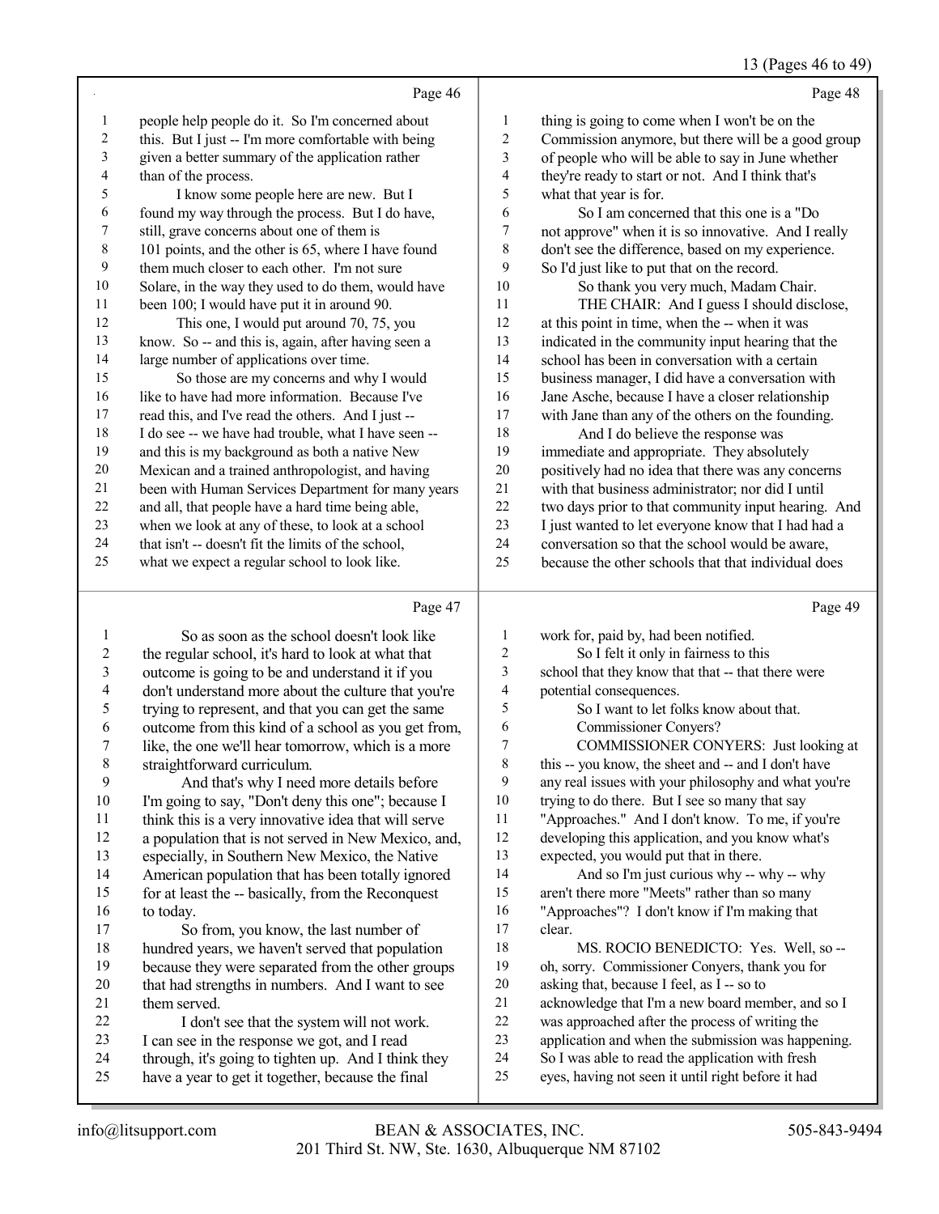Page 46

1 people help people do it. So I'm concerned about
2 this. But I just -- I'm more comfortable with being
3 given a better summary of the application rather
4 than of the process.
5 I know some people here are new. But I
6 found my way through the process. But I do have,
7 still, grave concerns about one of them is
8 101 points, and the other is 65, where I have found
9 them much closer to each other. I'm not sure
10 Solare, in the way they used to do them, would have
11 been 100; I would have put it in around 90.
12 This one, I would put around 70, 75, you
13 know. So -- and this is, again, after having seen a
14 large number of applications over time.
15 So those are my concerns and why I would
16 like to have had more information. Because I've
17 read this, and I've read the others. And I just --
18 I do see -- we have had trouble, what I have seen --
19 and this is my background as both a native New
20 Mexican and a trained anthropologist, and having
21 been with Human Services Department for many years
22 and all, that people have a hard time being able,
23 when we look at any of these, to look at a school
24 that isn't -- doesn't fit the limits of the school,
25 what we expect a regular school to look like.

Page 47

1 So as soon as the school doesn't look like
2 the regular school, it's hard to look at what that
3 outcome is going to be and understand it if you
4 don't understand more about the culture that you're
5 trying to represent, and that you can get the same
6 outcome from this kind of a school as you get from,
7 like, the one we'll hear tomorrow, which is a more
8 straightforward curriculum.
9 And that's why I need more details before
10 I'm going to say, "Don't deny this one"; because I
11 think this is a very innovative idea that will serve
12 a population that is not served in New Mexico, and,
13 especially, in Southern New Mexico, the Native
14 American population that has been totally ignored
15 for at least the -- basically, from the Reconquest
16 to today.
17 So from, you know, the last number of
18 hundred years, we haven't served that population
19 because they were separated from the other groups
20 that had strengths in numbers. And I want to see
21 them served.
22 I don't see that the system will not work.
23 I can see in the response we got, and I read
24 through, it's going to tighten up. And I think they
25 have a year to get it together, because the final

Page 48

1 thing is going to come when I won't be on the
2 Commission anymore, but there will be a good group
3 of people who will be able to say in June whether
4 they're ready to start or not. And I think that's
5 what that year is for.
6 So I am concerned that this one is a "Do
7 not approve" when it is so innovative. And I really
8 don't see the difference, based on my experience.
9 So I'd just like to put that on the record.
10 So thank you very much, Madam Chair.
11 THE CHAIR: And I guess I should disclose,
12 at this point in time, when the -- when it was
13 indicated in the community input hearing that the
14 school has been in conversation with a certain
15 business manager, I did have a conversation with
16 Jane Asche, because I have a closer relationship
17 with Jane than any of the others on the founding.
18 And I do believe the response was
19 immediate and appropriate. They absolutely
20 positively had no idea that there was any concerns
21 with that business administrator; nor did I until
22 two days prior to that community input hearing. And
23 I just wanted to let everyone know that I had had a
24 conversation so that the school would be aware,
25 because the other schools that that individual does

Page 49

1 work for, paid by, had been notified.
2 So I felt it only in fairness to this
3 school that they know that that -- that there were
4 potential consequences.
5 So I want to let folks know about that.
6 Commissioner Conyers?
7 COMMISSIONER CONYERS: Just looking at
8 this -- you know, the sheet and -- and I don't have
9 any real issues with your philosophy and what you're
10 trying to do there. But I see so many that say
11 "Approaches." And I don't know. To me, if you're
12 developing this application, and you know what's
13 expected, you would put that in there.
14 And so I'm just curious why -- why -- why
15 aren't there more "Meets" rather than so many
16 "Approaches"? I don't know if I'm making that
17 clear.
18 MS. ROCIO BENEDICTO: Yes. Well, so --
19 oh, sorry. Commissioner Conyers, thank you for
20 asking that, because I feel, as I -- so to
21 acknowledge that I'm a new board member, and so I
22 was approached after the process of writing the
23 application and when the submission was happening.
24 So I was able to read the application with fresh
25 eyes, having not seen it until right before it had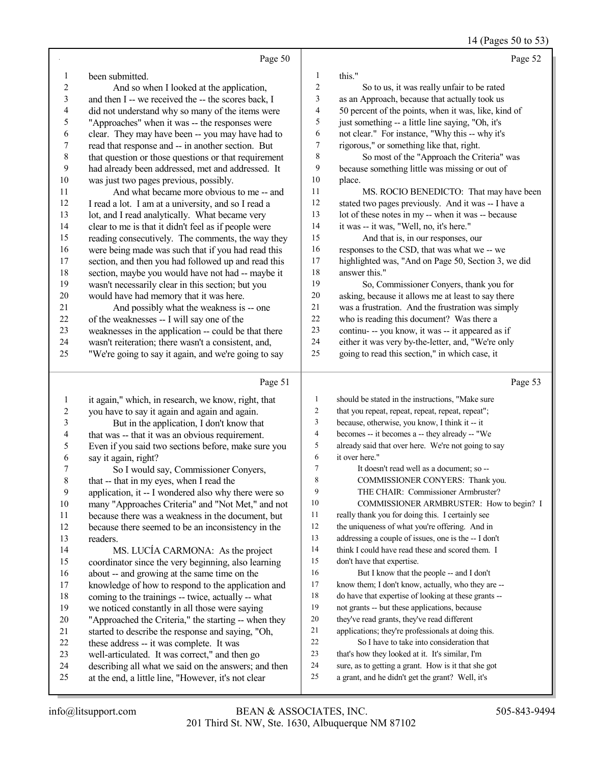Page 50

1 been submitted.
2 And so when I looked at the application,
3 and then I -- we received the -- the scores back, I
4 did not understand why so many of the items were
5 "Approaches" when it was -- the responses were
6 clear. They may have been -- you may have had to
7 read that response and -- in another section. But
8 that question or those questions or that requirement
9 had already been addressed, met and addressed. It
10 was just two pages previous, possibly.
11 And what became more obvious to me -- and
12 I read a lot. I am at a university, and so I read a
13 lot, and I read analytically. What became very
14 clear to me is that it didn't feel as if people were
15 reading consecutively. The comments, the way they
16 were being made was such that if you had read this
17 section, and then you had followed up and read this
18 section, maybe you would have not had -- maybe it
19 wasn't necessarily clear in this section; but you
20 would have had memory that it was here.
21 And possibly what the weakness is -- one
22 of the weaknesses -- I will say one of the
23 weaknesses in the application -- could be that there
24 wasn't reiteration; there wasn't a consistent, and,
25 "We're going to say it again, and we're going to say

Page 51

1 it again," which, in research, we know, right, that
2 you have to say it again and again and again.
3 But in the application, I don't know that
4 that was -- that it was an obvious requirement.
5 Even if you said two sections before, make sure you
6 say it again, right?
7 So I would say, Commissioner Conyers,
8 that -- that in my eyes, when I read the
9 application, it -- I wondered also why there were so
10 many "Approaches Criteria" and "Not Met," and not
11 because there was a weakness in the document, but
12 because there seemed to be an inconsistency in the
13 readers.
14 MS. LUCÍA CARMONA: As the project
15 coordinator since the very beginning, also learning
16 about -- and growing at the same time on the
17 knowledge of how to respond to the application and
18 coming to the trainings -- twice, actually -- what
19 we noticed constantly in all those were saying
20 "Approached the Criteria," the starting -- when they
21 started to describe the response and saying, "Oh,
22 these address -- it was complete. It was
23 well-articulated. It was correct," and then go
24 describing all what we said on the answers; and then
25 at the end, a little line, "However, it's not clear

Page 52

1 this."
2 So to us, it was really unfair to be rated
3 as an Approach, because that actually took us
4 50 percent of the points, when it was, like, kind of
5 just something -- a little line saying, "Oh, it's
6 not clear." For instance, "Why this -- why it's
7 rigorous," or something like that, right.
8 So most of the "Approach the Criteria" was
9 because something little was missing or out of
10 place.
11 MS. ROCIO BENEDICTO: That may have been
12 stated two pages previously. And it was -- I have a
13 lot of these notes in my -- when it was -- because
14 it was -- it was, "Well, no, it's here."
15 And that is, in our responses, our
16 responses to the CSD, that was what we -- we
17 highlighted was, "And on Page 50, Section 3, we did
18 answer this."
19 So, Commissioner Conyers, thank you for
20 asking, because it allows me at least to say there
21 was a frustration. And the frustration was simply
22 who is reading this document? Was there a
23 continu- -- you know, it was -- it appeared as if
24 either it was very by-the-letter, and, "We're only
25 going to read this section," in which case, it

Page 53

1 should be stated in the instructions, "Make sure
2 that you repeat, repeat, repeat, repeat, repeat";
3 because, otherwise, you know, I think it -- it
4 becomes -- it becomes a -- they already -- "We
5 already said that over here. We're not going to say
6 it over here."
7 It doesn't read well as a document; so --
8 COMMISSIONER CONYERS: Thank you.
9 THE CHAIR: Commissioner Armbruster?
10 COMMISSIONER ARMBRUSTER: How to begin? I
11 really thank you for doing this. I certainly see
12 the uniqueness of what you're offering. And in
13 addressing a couple of issues, one is the -- I don't
14 think I could have read these and scored them. I
15 don't have that expertise.
16 But I know that the people -- and I don't
17 know them; I don't know, actually, who they are --
18 do have that expertise of looking at these grants --
19 not grants -- but these applications, because
20 they've read grants, they've read different
21 applications; they're professionals at doing this.
22 So I have to take into consideration that
23 that's how they looked at it. It's similar, I'm
24 sure, as to getting a grant. How is it that she got
25 a grant, and he didn't get the grant? Well, it's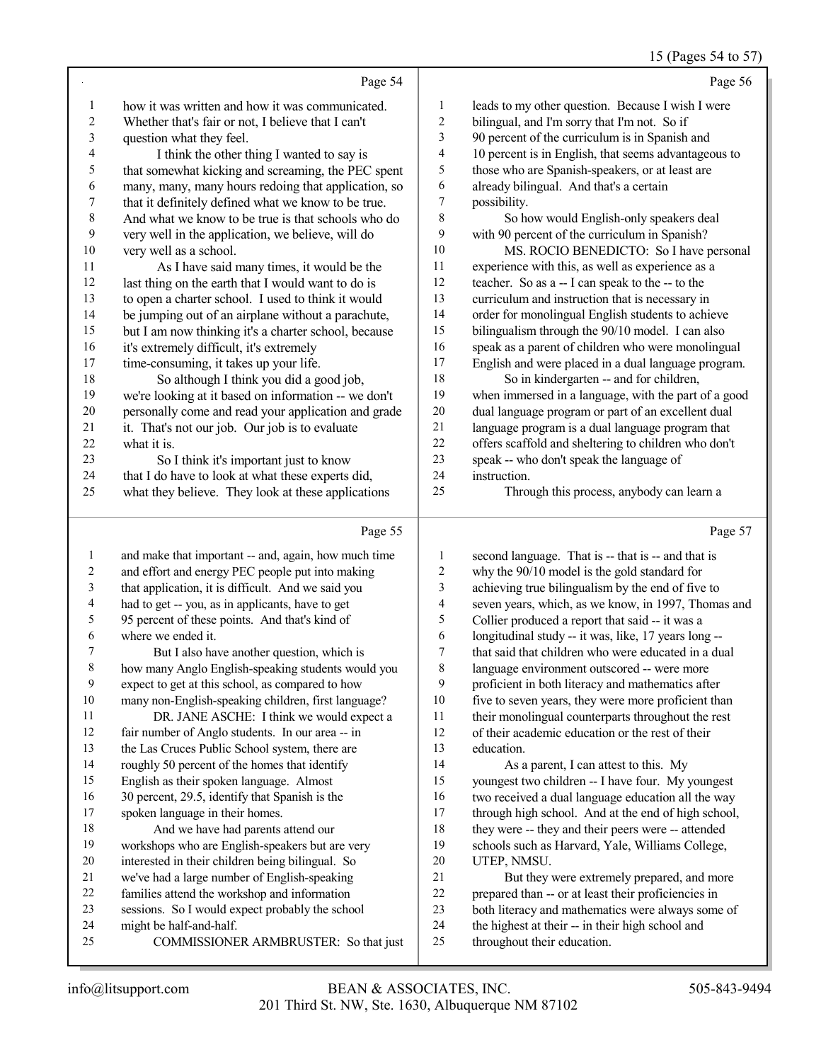Page 54

1 how it was written and how it was communicated.
2 Whether that's fair or not, I believe that I can't
3 question what they feel.
4 I think the other thing I wanted to say is
5 that somewhat kicking and screaming, the PEC spent
6 many, many, many hours redoing that application, so
7 that it definitely defined what we know to be true.
8 And what we know to be true is that schools who do
9 very well in the application, we believe, will do
10 very well as a school.
11 As I have said many times, it would be the
12 last thing on the earth that I would want to do is
13 to open a charter school. I used to think it would
14 be jumping out of an airplane without a parachute,
15 but I am now thinking it's a charter school, because
16 it's extremely difficult, it's extremely
17 time-consuming, it takes up your life.
18 So although I think you did a good job,
19 we're looking at it based on information -- we don't
20 personally come and read your application and grade
21 it. That's not our job. Our job is to evaluate
22 what it is.
23 So I think it's important just to know
24 that I do have to look at what these experts did,
25 what they believe. They look at these applications

Page 55

1 and make that important -- and, again, how much time
2 and effort and energy PEC people put into making
3 that application, it is difficult. And we said you
4 had to get -- you, as in applicants, have to get
5 95 percent of these points. And that's kind of
6 where we ended it.
7 But I also have another question, which is
8 how many Anglo English-speaking students would you
9 expect to get at this school, as compared to how
10 many non-English-speaking children, first language?
11 DR. JANE ASCHE: I think we would expect a
12 fair number of Anglo students. In our area -- in
13 the Las Cruces Public School system, there are
14 roughly 50 percent of the homes that identify
15 English as their spoken language. Almost
16 30 percent, 29.5, identify that Spanish is the
17 spoken language in their homes.
18 And we have had parents attend our
19 workshops who are English-speakers but are very
20 interested in their children being bilingual. So
21 we've had a large number of English-speaking
22 families attend the workshop and information
23 sessions. So I would expect probably the school
24 might be half-and-half.
25 COMMISSIONER ARMBRUSTER: So that just

Page 56

1 leads to my other question. Because I wish I were
2 bilingual, and I'm sorry that I'm not. So if
3 90 percent of the curriculum is in Spanish and
4 10 percent is in English, that seems advantageous to
5 those who are Spanish-speakers, or at least are
6 already bilingual. And that's a certain
7 possibility.
8 So how would English-only speakers deal
9 with 90 percent of the curriculum in Spanish?
10 MS. ROCIO BENEDICTO: So I have personal
11 experience with this, as well as experience as a
12 teacher. So as a -- I can speak to the -- to the
13 curriculum and instruction that is necessary in
14 order for monolingual English students to achieve
15 bilingualism through the 90/10 model. I can also
16 speak as a parent of children who were monolingual
17 English and were placed in a dual language program.
18 So in kindergarten -- and for children,
19 when immersed in a language, with the part of a good
20 dual language program or part of an excellent dual
21 language program is a dual language program that
22 offers scaffold and sheltering to children who don't
23 speak -- who don't speak the language of
24 instruction.
25 Through this process, anybody can learn a

Page 57

1 second language. That is -- that is -- and that is
2 why the 90/10 model is the gold standard for
3 achieving true bilingualism by the end of five to
4 seven years, which, as we know, in 1997, Thomas and
5 Collier produced a report that said -- it was a
6 longitudinal study -- it was, like, 17 years long --
7 that said that children who were educated in a dual
8 language environment outscored -- were more
9 proficient in both literacy and mathematics after
10 five to seven years, they were more proficient than
11 their monolingual counterparts throughout the rest
12 of their academic education or the rest of their
13 education.
14 As a parent, I can attest to this. My
15 youngest two children -- I have four. My youngest
16 two received a dual language education all the way
17 through high school. And at the end of high school,
18 they were -- they and their peers were -- attended
19 schools such as Harvard, Yale, Williams College,
20 UTEP, NMSU.
21 But they were extremely prepared, and more
22 prepared than -- or at least their proficiencies in
23 both literacy and mathematics were always some of
24 the highest at their -- in their high school and
25 throughout their education.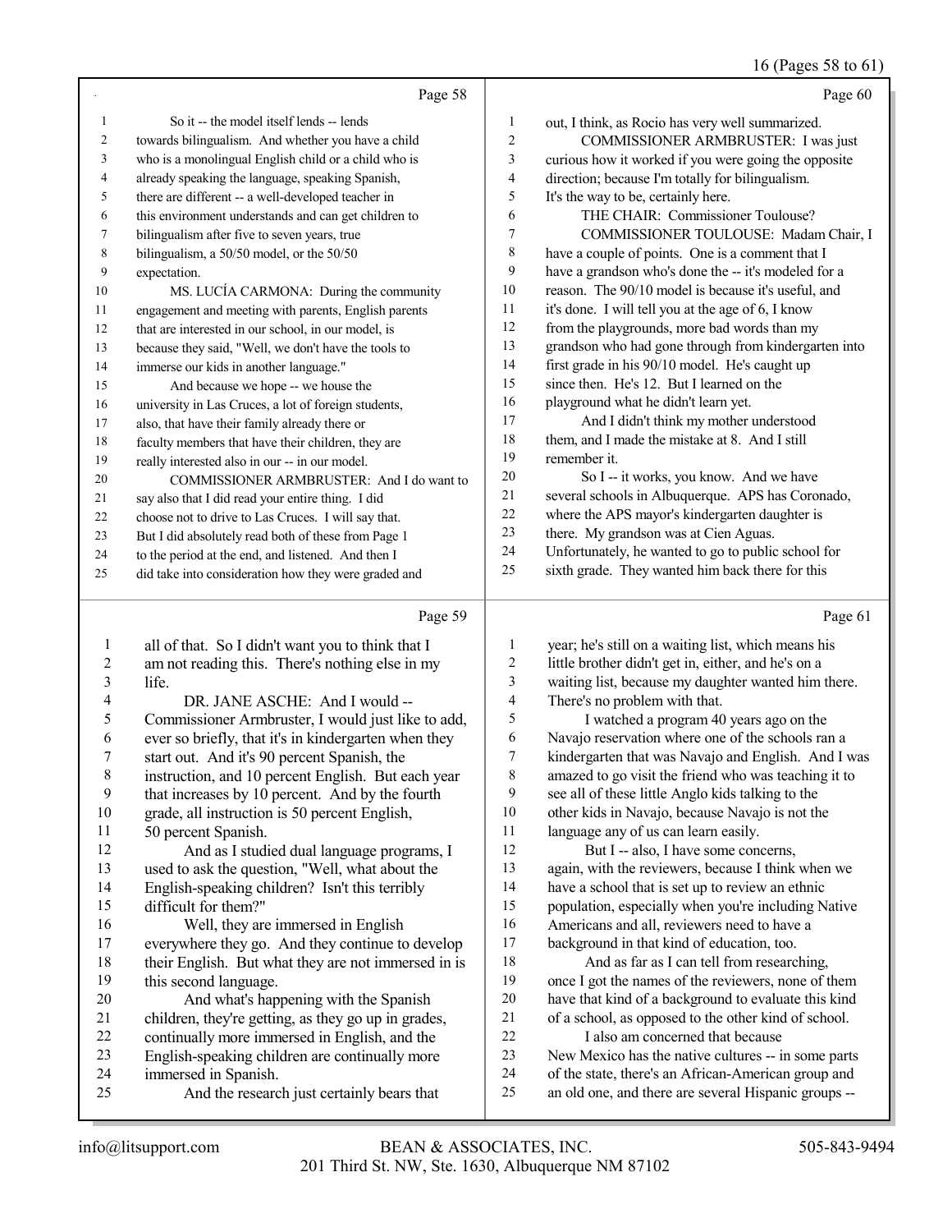Page 58

1 So it -- the model itself lends -- lends
2 towards bilingualism. And whether you have a child
3 who is a monolingual English child or a child who is
4 already speaking the language, speaking Spanish,
5 there are different -- a well-developed teacher in
6 this environment understands and can get children to
7 bilingualism after five to seven years, true
8 bilingualism, a 50/50 model, or the 50/50
9 expectation.
10 MS. LUCÍA CARMONA: During the community
11 engagement and meeting with parents, English parents
12 that are interested in our school, in our model, is
13 because they said, "Well, we don't have the tools to
14 immerse our kids in another language."
15 And because we hope -- we house the
16 university in Las Cruces, a lot of foreign students,
17 also, that have their family already there or
18 faculty members that have their children, they are
19 really interested also in our -- in our model.
20 COMMISSIONER ARMBRUSTER: And I do want to
21 say also that I did read your entire thing. I did
22 choose not to drive to Las Cruces. I will say that.
23 But I did absolutely read both of these from Page 1
24 to the period at the end, and listened. And then I
25 did take into consideration how they were graded and

Page 59

1 all of that. So I didn't want you to think that I
2 am not reading this. There's nothing else in my
3 life.
4 DR. JANE ASCHE: And I would --
5 Commissioner Armbruster, I would just like to add,
6 ever so briefly, that it's in kindergarten when they
7 start out. And it's 90 percent Spanish, the
8 instruction, and 10 percent English. But each year
9 that increases by 10 percent. And by the fourth
10 grade, all instruction is 50 percent English,
11 50 percent Spanish.
12 And as I studied dual language programs, I
13 used to ask the question, "Well, what about the
14 English-speaking children? Isn't this terribly
15 difficult for them?"
16 Well, they are immersed in English
17 everywhere they go. And they continue to develop
18 their English. But what they are not immersed in is
19 this second language.
20 And what's happening with the Spanish
21 children, they're getting, as they go up in grades,
22 continually more immersed in English, and the
23 English-speaking children are continually more
24 immersed in Spanish.
25 And the research just certainly bears that

Page 60

1 out, I think, as Rocio has very well summarized.
2 COMMISSIONER ARMBRUSTER: I was just
3 curious how it worked if you were going the opposite
4 direction; because I'm totally for bilingualism.
5 It's the way to be, certainly here.
6 THE CHAIR: Commissioner Toulouse?
7 COMMISSIONER TOULOUSE: Madam Chair, I
8 have a couple of points. One is a comment that I
9 have a grandson who's done the -- it's modeled for a
10 reason. The 90/10 model is because it's useful, and
11 it's done. I will tell you at the age of 6, I know
12 from the playgrounds, more bad words than my
13 grandson who had gone through from kindergarten into
14 first grade in his 90/10 model. He's caught up
15 since then. He's 12. But I learned on the
16 playground what he didn't learn yet.
17 And I didn't think my mother understood
18 them, and I made the mistake at 8. And I still
19 remember it.
20 So I -- it works, you know. And we have
21 several schools in Albuquerque. APS has Coronado,
22 where the APS mayor's kindergarten daughter is
23 there. My grandson was at Cien Aguas.
24 Unfortunately, he wanted to go to public school for
25 sixth grade. They wanted him back there for this

Page 61

1 year; he's still on a waiting list, which means his
2 little brother didn't get in, either, and he's on a
3 waiting list, because my daughter wanted him there.
4 There's no problem with that.
5 I watched a program 40 years ago on the
6 Navajo reservation where one of the schools ran a
7 kindergarten that was Navajo and English. And I was
8 amazed to go visit the friend who was teaching it to
9 see all of these little Anglo kids talking to the
10 other kids in Navajo, because Navajo is not the
11 language any of us can learn easily.
12 But I -- also, I have some concerns,
13 again, with the reviewers, because I think when we
14 have a school that is set up to review an ethnic
15 population, especially when you're including Native
16 Americans and all, reviewers need to have a
17 background in that kind of education, too.
18 And as far as I can tell from researching,
19 once I got the names of the reviewers, none of them
20 have that kind of a background to evaluate this kind
21 of a school, as opposed to the other kind of school.
22 I also am concerned that because
23 New Mexico has the native cultures -- in some parts
24 of the state, there's an African-American group and
25 an old one, and there are several Hispanic groups --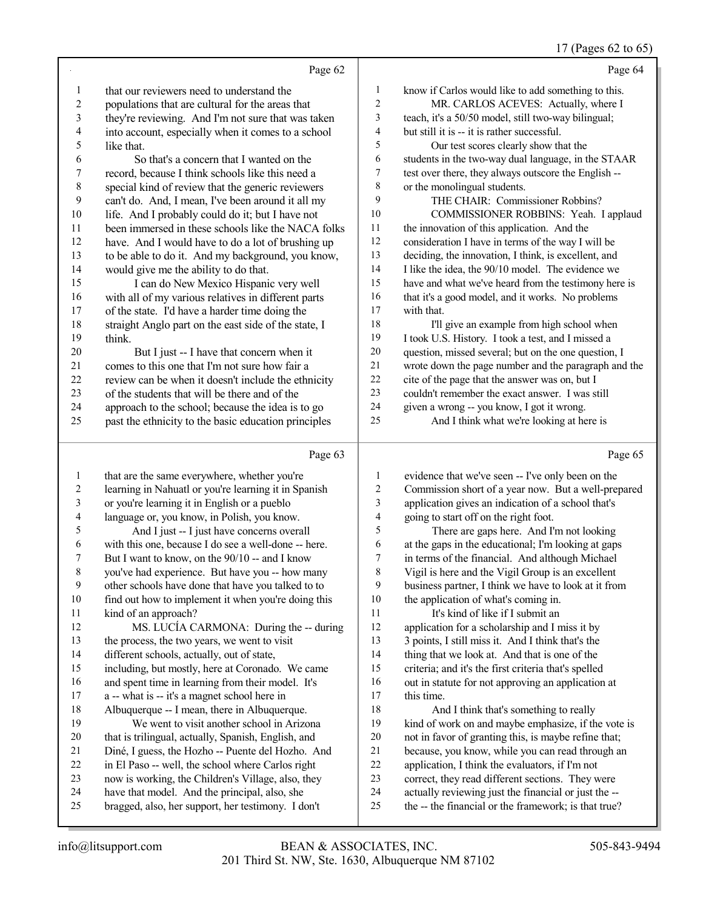Page 62

that our reviewers need to understand the populations that are cultural for the areas that they're reviewing. And I'm not sure that was taken into account, especially when it comes to a school like that.

So that's a concern that I wanted on the record, because I think schools like this need a special kind of review that the generic reviewers can't do. And, I mean, I've been around it all my life. And I probably could do it; but I have not been immersed in these schools like the NACA folks have. And I would have to do a lot of brushing up to be able to do it. And my background, you know, would give me the ability to do that.

I can do New Mexico Hispanic very well with all of my various relatives in different parts of the state. I'd have a harder time doing the straight Anglo part on the east side of the state, I think.

But I just -- I have that concern when it comes to this one that I'm not sure how fair a review can be when it doesn't include the ethnicity of the students that will be there and of the approach to the school; because the idea is to go past the ethnicity to the basic education principles

Page 63

that are the same everywhere, whether you're learning in Nahuatl or you're learning it in Spanish or you're learning it in English or a pueblo language or, you know, in Polish, you know.

And I just -- I just have concerns overall with this one, because I do see a well-done -- here. But I want to know, on the 90/10 -- and I know you've had experience. But have you -- how many other schools have done that have you talked to to find out how to implement it when you're doing this kind of an approach?

MS. LUCÍA CARMONA: During the -- during the process, the two years, we went to visit different schools, actually, out of state, including, but mostly, here at Coronado. We came and spent time in learning from their model. It's a -- what is -- it's a magnet school here in Albuquerque -- I mean, there in Albuquerque.

We went to visit another school in Arizona that is trilingual, actually, Spanish, English, and Diné, I guess, the Hozho -- Puente del Hozho. And in El Paso -- well, the school where Carlos right now is working, the Children's Village, also, they have that model. And the principal, also, she bragged, also, her support, her testimony. I don't

Page 64

know if Carlos would like to add something to this.

MR. CARLOS ACEVES: Actually, where I teach, it's a 50/50 model, still two-way bilingual; but still it is -- it is rather successful.

Our test scores clearly show that the students in the two-way dual language, in the STAAR test over there, they always outscore the English -- or the monolingual students.

THE CHAIR: Commissioner Robbins?

COMMISSIONER ROBBINS: Yeah. I applaud the innovation of this application. And the consideration I have in terms of the way I will be deciding, the innovation, I think, is excellent, and I like the idea, the 90/10 model. The evidence we have and what we've heard from the testimony here is that it's a good model, and it works. No problems with that.

I'll give an example from high school when I took U.S. History. I took a test, and I missed a question, missed several; but on the one question, I wrote down the page number and the paragraph and the cite of the page that the answer was on, but I couldn't remember the exact answer. I was still given a wrong -- you know, I got it wrong.

And I think what we're looking at here is

Page 65

evidence that we've seen -- I've only been on the Commission short of a year now. But a well-prepared application gives an indication of a school that's going to start off on the right foot.

There are gaps here. And I'm not looking at the gaps in the educational; I'm looking at gaps in terms of the financial. And although Michael Vigil is here and the Vigil Group is an excellent business partner, I think we have to look at it from the application of what's coming in.

It's kind of like if I submit an application for a scholarship and I miss it by 3 points, I still miss it. And I think that's the thing that we look at. And that is one of the criteria; and it's the first criteria that's spelled out in statute for not approving an application at this time.

And I think that's something to really kind of work on and maybe emphasize, if the vote is not in favor of granting this, is maybe refine that; because, you know, while you can read through an application, I think the evaluators, if I'm not correct, they read different sections. They were actually reviewing just the financial or just the -- the -- the financial or the framework; is that true?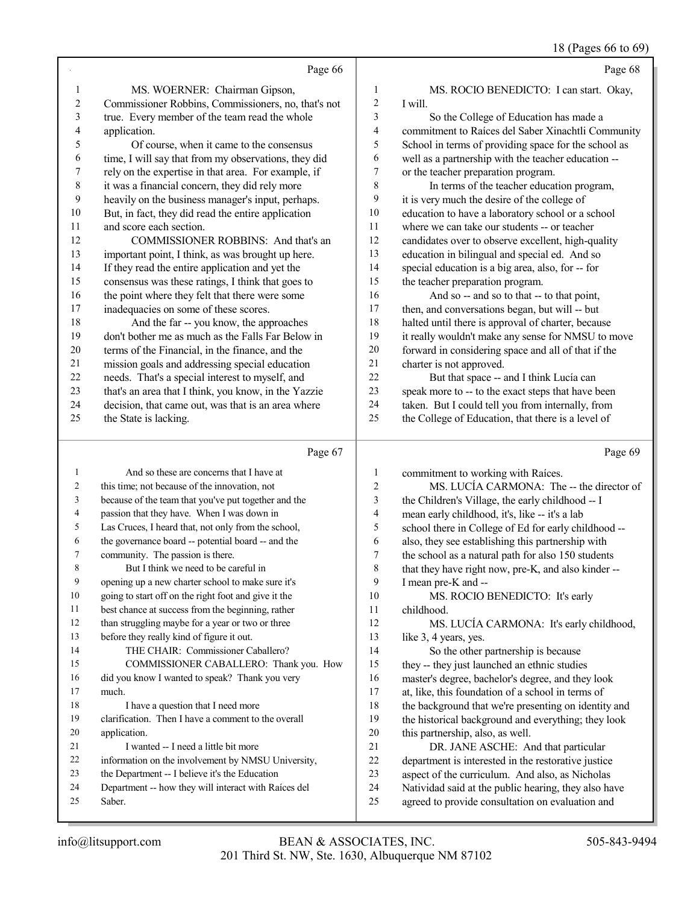Page 66

MS. WOERNER: Chairman Gipson, Commissioner Robbins, Commissioners, no, that's not true. Every member of the team read the whole application.

Of course, when it came to the consensus time, I will say that from my observations, they did rely on the expertise in that area. For example, if it was a financial concern, they did rely more heavily on the business manager's input, perhaps. But, in fact, they did read the entire application and score each section.

COMMISSIONER ROBBINS: And that's an important point, I think, as was brought up here. If they read the entire application and yet the consensus was these ratings, I think that goes to the point where they felt that there were some inadequacies on some of these scores.

And the far -- you know, the approaches don't bother me as much as the Falls Far Below in terms of the Financial, in the finance, and the mission goals and addressing special education needs. That's a special interest to myself, and that's an area that I think, you know, in the Yazzie decision, that came out, was that is an area where the State is lacking.

Page 67

And so these are concerns that I have at this time; not because of the innovation, not because of the team that you've put together and the passion that they have. When I was down in Las Cruces, I heard that, not only from the school, the governance board -- potential board -- and the community. The passion is there.

But I think we need to be careful in opening up a new charter school to make sure it's going to start off on the right foot and give it the best chance at success from the beginning, rather than struggling maybe for a year or two or three before they really kind of figure it out.

THE CHAIR: Commissioner Caballero?

COMMISSIONER CABALLERO: Thank you. How did you know I wanted to speak? Thank you very much.

I have a question that I need more clarification. Then I have a comment to the overall application.

I wanted -- I need a little bit more information on the involvement by NMSU University, the Department -- I believe it's the Education Department -- how they will interact with Raíces del Saber.

Page 68

MS. ROCIO BENEDICTO: I can start. Okay, I will.

So the College of Education has made a commitment to Raíces del Saber Xinachtli Community School in terms of providing space for the school as well as a partnership with the teacher education -- or the teacher preparation program.

In terms of the teacher education program, it is very much the desire of the college of education to have a laboratory school or a school where we can take our students -- or teacher candidates over to observe excellent, high-quality education in bilingual and special ed. And so special education is a big area, also, for -- for the teacher preparation program.

And so -- and so to that -- to that point, then, and conversations began, but will -- but halted until there is approval of charter, because it really wouldn't make any sense for NMSU to move forward in considering space and all of that if the charter is not approved.

But that space -- and I think Lucía can speak more to -- to the exact steps that have been taken. But I could tell you from internally, from the College of Education, that there is a level of

Page 69

commitment to working with Raíces.

MS. LUCÍA CARMONA: The -- the director of the Children's Village, the early childhood -- I mean early childhood, it's, like -- it's a lab school there in College of Ed for early childhood -- also, they see establishing this partnership with the school as a natural path for also 150 students that they have right now, pre-K, and also kinder -- I mean pre-K and --

MS. ROCIO BENEDICTO: It's early childhood.

MS. LUCÍA CARMONA: It's early childhood, like 3, 4 years, yes.

So the other partnership is because they -- they just launched an ethnic studies master's degree, bachelor's degree, and they look at, like, this foundation of a school in terms of the background that we're presenting on identity and the historical background and everything; they look this partnership, also, as well.

DR. JANE ASCHE: And that particular department is interested in the restorative justice aspect of the curriculum. And also, as Nicholas Natividad said at the public hearing, they also have agreed to provide consultation on evaluation and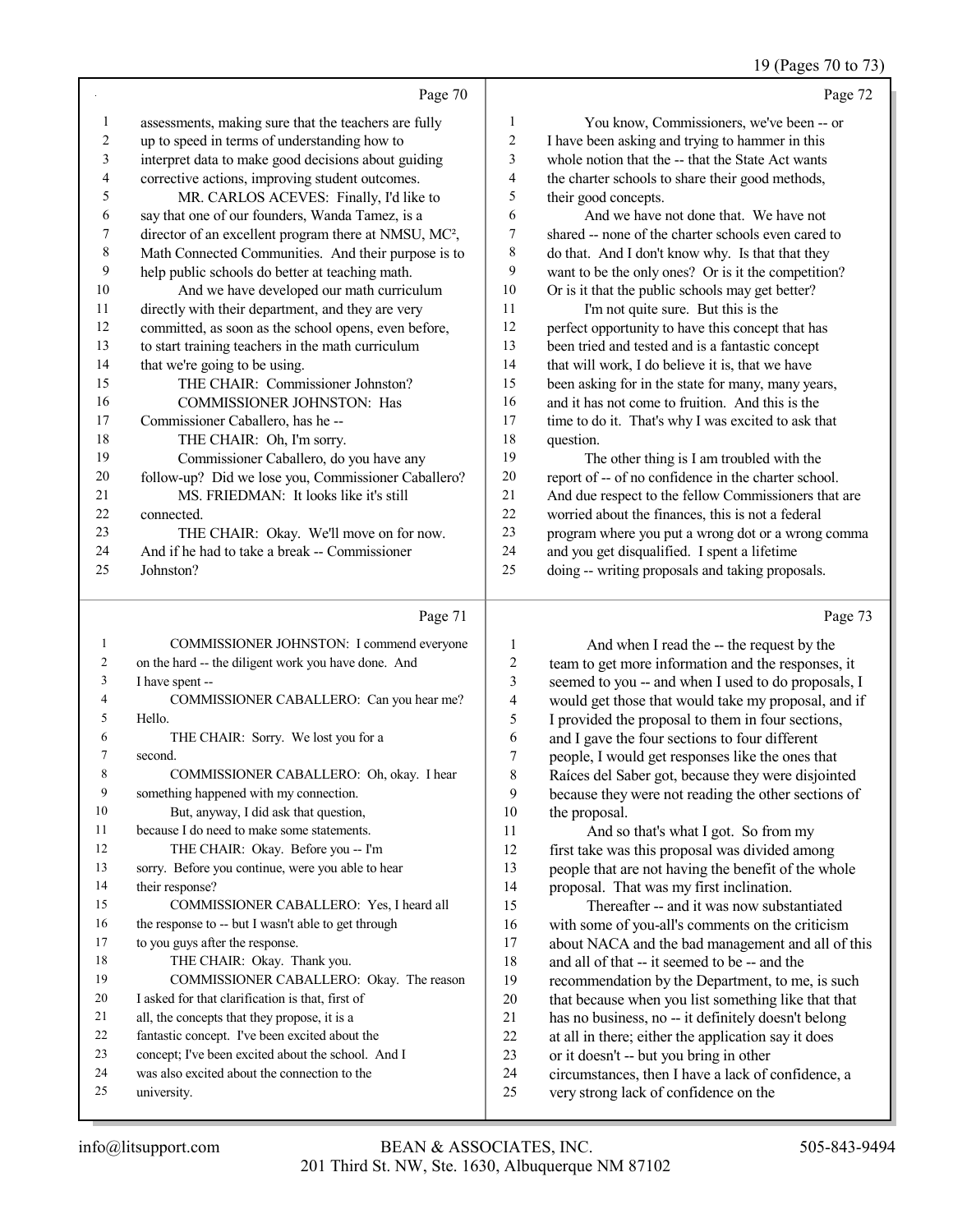## Page 70

1 assessments, making sure that the teachers are fully
2 up to speed in terms of understanding how to
3 interpret data to make good decisions about guiding
4 corrective actions, improving student outcomes.
5 MR. CARLOS ACEVES: Finally, I'd like to
6 say that one of our founders, Wanda Tamez, is a
7 director of an excellent program there at NMSU, MC²,
8 Math Connected Communities. And their purpose is to
9 help public schools do better at teaching math.
10 And we have developed our math curriculum
11 directly with their department, and they are very
12 committed, as soon as the school opens, even before,
13 to start training teachers in the math curriculum
14 that we're going to be using.
15 THE CHAIR: Commissioner Johnston?
16 COMMISSIONER JOHNSTON: Has
17 Commissioner Caballero, has he --
18 THE CHAIR: Oh, I'm sorry.
19 Commissioner Caballero, do you have any
20 follow-up? Did we lose you, Commissioner Caballero?
21 MS. FRIEDMAN: It looks like it's still
22 connected.
23 THE CHAIR: Okay. We'll move on for now.
24 And if he had to take a break -- Commissioner
25 Johnston?

## Page 71

1 COMMISSIONER JOHNSTON: I commend everyone
2 on the hard -- the diligent work you have done. And
3 I have spent --
4 COMMISSIONER CABALLERO: Can you hear me?
5 Hello.
6 THE CHAIR: Sorry. We lost you for a
7 second.
8 COMMISSIONER CABALLERO: Oh, okay. I hear
9 something happened with my connection.
10 But, anyway, I did ask that question,
11 because I do need to make some statements.
12 THE CHAIR: Okay. Before you -- I'm
13 sorry. Before you continue, were you able to hear
14 their response?
15 COMMISSIONER CABALLERO: Yes, I heard all
16 the response to -- but I wasn't able to get through
17 to you guys after the response.
18 THE CHAIR: Okay. Thank you.
19 COMMISSIONER CABALLERO: Okay. The reason
20 I asked for that clarification is that, first of
21 all, the concepts that they propose, it is a
22 fantastic concept. I've been excited about the
23 concept; I've been excited about the school. And I
24 was also excited about the connection to the
25 university.

## Page 72

1 You know, Commissioners, we've been -- or
2 I have been asking and trying to hammer in this
3 whole notion that the -- that the State Act wants
4 the charter schools to share their good methods,
5 their good concepts.
6 And we have not done that. We have not
7 shared -- none of the charter schools even cared to
8 do that. And I don't know why. Is that that they
9 want to be the only ones? Or is it the competition?
10 Or is it that the public schools may get better?
11 I'm not quite sure. But this is the
12 perfect opportunity to have this concept that has
13 been tried and tested and is a fantastic concept
14 that will work, I do believe it is, that we have
15 been asking for in the state for many, many years,
16 and it has not come to fruition. And this is the
17 time to do it. That's why I was excited to ask that
18 question.
19 The other thing is I am troubled with the
20 report of -- of no confidence in the charter school.
21 And due respect to the fellow Commissioners that are
22 worried about the finances, this is not a federal
23 program where you put a wrong dot or a wrong comma
24 and you get disqualified. I spent a lifetime
25 doing -- writing proposals and taking proposals.

## Page 73

1 And when I read the -- the request by the
2 team to get more information and the responses, it
3 seemed to you -- and when I used to do proposals, I
4 would get those that would take my proposal, and if
5 I provided the proposal to them in four sections,
6 and I gave the four sections to four different
7 people, I would get responses like the ones that
8 Raíces del Saber got, because they were disjointed
9 because they were not reading the other sections of
10 the proposal.
11 And so that's what I got. So from my
12 first take was this proposal was divided among
13 people that are not having the benefit of the whole
14 proposal. That was my first inclination.
15 Thereafter -- and it was now substantiated
16 with some of you-all's comments on the criticism
17 about NACA and the bad management and all of this
18 and all of that -- it seemed to be -- and the
19 recommendation by the Department, to me, is such
20 that because when you list something like that that
21 has no business, no -- it definitely doesn't belong
22 at all in there; either the application say it does
23 or it doesn't -- but you bring in other
24 circumstances, then I have a lack of confidence, a
25 very strong lack of confidence on the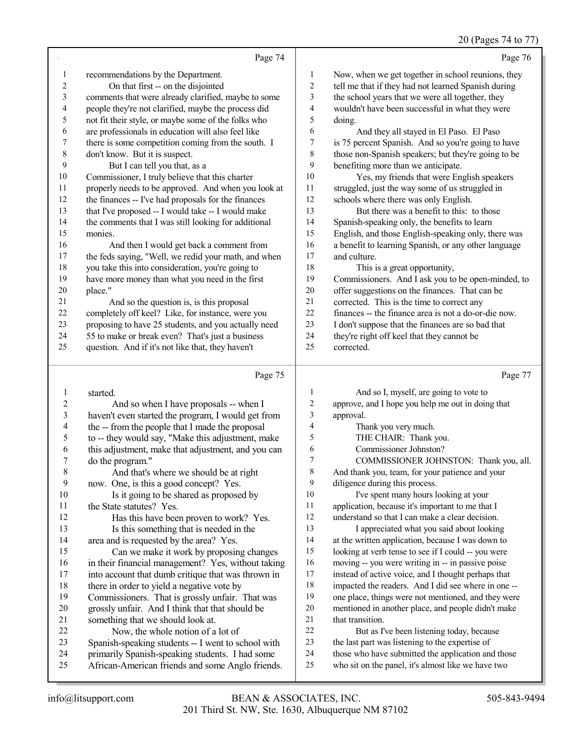Page 74

1 recommendations by the Department.
2 On that first -- on the disjointed
3 comments that were already clarified, maybe to some
4 people they're not clarified, maybe the process did
5 not fit their style, or maybe some of the folks who
6 are professionals in education will also feel like
7 there is some competition coming from the south. I
8 don't know. But it is suspect.
9 But I can tell you that, as a
10 Commissioner, I truly believe that this charter
11 properly needs to be approved. And when you look at
12 the finances -- I've had proposals for the finances
13 that I've proposed -- I would take -- I would make
14 the comments that I was still looking for additional
15 monies.
16 And then I would get back a comment from
17 the feds saying, "Well, we redid your math, and when
18 you take this into consideration, you're going to
19 have more money than what you need in the first
20 place."
21 And so the question is, is this proposal
22 completely off keel? Like, for instance, were you
23 proposing to have 25 students, and you actually need
24 55 to make or break even? That's just a business
25 question. And if it's not like that, they haven't

Page 75

1 started.
2 And so when I have proposals -- when I
3 haven't even started the program, I would get from
4 the -- from the people that I made the proposal
5 to -- they would say, "Make this adjustment, make
6 this adjustment, make that adjustment, and you can
7 do the program."
8 And that's where we should be at right
9 now. One, is this a good concept? Yes.
10 Is it going to be shared as proposed by
11 the State statutes? Yes.
12 Has this have been proven to work? Yes.
13 Is this something that is needed in the
14 area and is requested by the area? Yes.
15 Can we make it work by proposing changes
16 in their financial management? Yes, without taking
17 into account that dumb critique that was thrown in
18 there in order to yield a negative vote by
19 Commissioners. That is grossly unfair. That was
20 grossly unfair. And I think that that should be
21 something that we should look at.
22 Now, the whole notion of a lot of
23 Spanish-speaking students -- I went to school with
24 primarily Spanish-speaking students. I had some
25 African-American friends and some Anglo friends.

Page 76

1 Now, when we get together in school reunions, they
2 tell me that if they had not learned Spanish during
3 the school years that we were all together, they
4 wouldn't have been successful in what they were
5 doing.
6 And they all stayed in El Paso. El Paso
7 is 75 percent Spanish. And so you're going to have
8 those non-Spanish speakers; but they're going to be
9 benefiting more than we anticipate.
10 Yes, my friends that were English speakers
11 struggled, just the way some of us struggled in
12 schools where there was only English.
13 But there was a benefit to this: to those
14 Spanish-speaking only, the benefits to learn
15 English, and those English-speaking only, there was
16 a benefit to learning Spanish, or any other language
17 and culture.
18 This is a great opportunity,
19 Commissioners. And I ask you to be open-minded, to
20 offer suggestions on the finances. That can be
21 corrected. This is the time to correct any
22 finances -- the finance area is not a do-or-die now.
23 I don't suppose that the finances are so bad that
24 they're right off keel that they cannot be
25 corrected.

Page 77

1 And so I, myself, are going to vote to
2 approve, and I hope you help me out in doing that
3 approval.
4 Thank you very much.
5 THE CHAIR: Thank you.
6 Commissioner Johnston?
7 COMMISSIONER JOHNSTON: Thank you, all.
8 And thank you, team, for your patience and your
9 diligence during this process.
10 I've spent many hours looking at your
11 application, because it's important to me that I
12 understand so that I can make a clear decision.
13 I appreciated what you said about looking
14 at the written application, because I was down to
15 looking at verb tense to see if I could -- you were
16 moving -- you were writing in -- in passive poise
17 instead of active voice, and I thought perhaps that
18 impacted the readers. And I did see where in one --
19 one place, things were not mentioned, and they were
20 mentioned in another place, and people didn't make
21 that transition.
22 But as I've been listening today, because
23 the last part was listening to the expertise of
24 those who have submitted the application and those
25 who sit on the panel, it's almost like we have two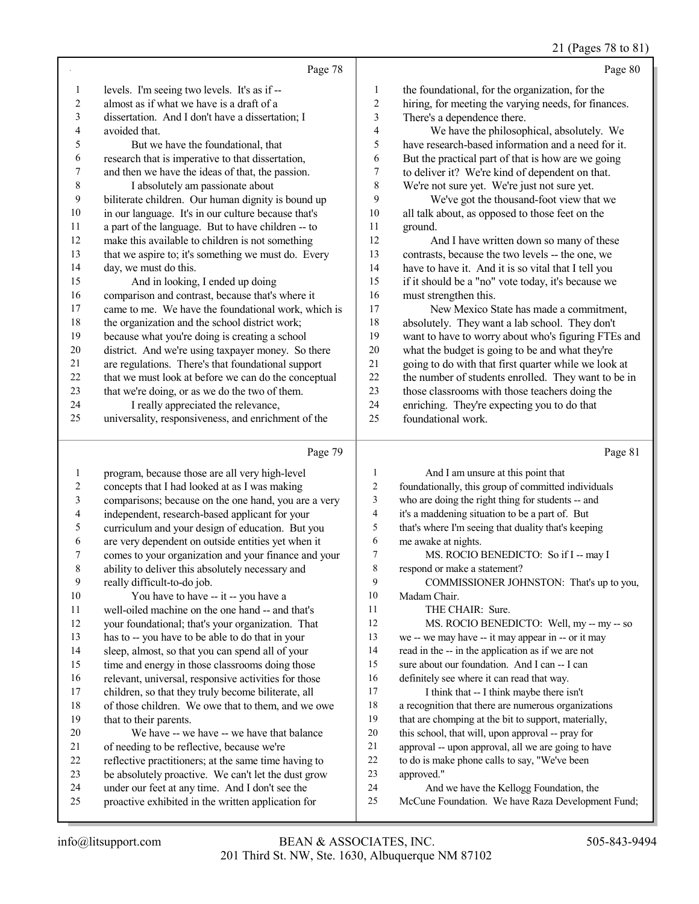Page 78

levels. I'm seeing two levels. It's as if -- almost as if what we have is a draft of a dissertation. And I don't have a dissertation; I avoided that.

But we have the foundational, that research that is imperative to that dissertation, and then we have the ideas of that, the passion.

I absolutely am passionate about biliterate children. Our human dignity is bound up in our language. It's in our culture because that's a part of the language. But to have children -- to make this available to children is not something that we aspire to; it's something we must do. Every day, we must do this.

And in looking, I ended up doing comparison and contrast, because that's where it came to me. We have the foundational work, which is the organization and the school district work; because what you're doing is creating a school district. And we're using taxpayer money. So there are regulations. There's that foundational support that we must look at before we can do the conceptual that we're doing, or as we do the two of them.

I really appreciated the relevance, universality, responsiveness, and enrichment of the

Page 79

program, because those are all very high-level concepts that I had looked at as I was making comparisons; because on the one hand, you are a very independent, research-based applicant for your curriculum and your design of education. But you are very dependent on outside entities yet when it comes to your organization and your finance and your ability to deliver this absolutely necessary and really difficult-to-do job.

You have to have -- it -- you have a well-oiled machine on the one hand -- and that's your foundational; that's your organization. That has to -- you have to be able to do that in your sleep, almost, so that you can spend all of your time and energy in those classrooms doing those relevant, universal, responsive activities for those children, so that they truly become biliterate, all of those children. We owe that to them, and we owe that to their parents.

We have -- we have -- we have that balance of needing to be reflective, because we're reflective practitioners; at the same time having to be absolutely proactive. We can't let the dust grow under our feet at any time. And I don't see the proactive exhibited in the written application for

Page 80

the foundational, for the organization, for the hiring, for meeting the varying needs, for finances. There's a dependence there.

We have the philosophical, absolutely. We have research-based information and a need for it. But the practical part of that is how are we going to deliver it? We're kind of dependent on that. We're not sure yet. We're just not sure yet.

We've got the thousand-foot view that we all talk about, as opposed to those feet on the ground.

And I have written down so many of these contrasts, because the two levels -- the one, we have to have it. And it is so vital that I tell you if it should be a "no" vote today, it's because we must strengthen this.

New Mexico State has made a commitment, absolutely. They want a lab school. They don't want to have to worry about who's figuring FTEs and what the budget is going to be and what they're going to do with that first quarter while we look at the number of students enrolled. They want to be in those classrooms with those teachers doing the enriching. They're expecting you to do that foundational work.

Page 81

And I am unsure at this point that foundationally, this group of committed individuals who are doing the right thing for students -- and it's a maddening situation to be a part of. But that's where I'm seeing that duality that's keeping me awake at nights.

MS. ROCIO BENEDICTO: So if I -- may I respond or make a statement?

COMMISSIONER JOHNSTON: That's up to you, Madam Chair.

THE CHAIR: Sure.

MS. ROCIO BENEDICTO: Well, my -- my -- so we -- we may have -- it may appear in -- or it may read in the -- in the application as if we are not sure about our foundation. And I can -- I can definitely see where it can read that way.

I think that -- I think maybe there isn't a recognition that there are numerous organizations that are chomping at the bit to support, materially, this school, that will, upon approval -- pray for approval -- upon approval, all we are going to have to do is make phone calls to say, "We've been approved."

And we have the Kellogg Foundation, the McCune Foundation. We have Raza Development Fund;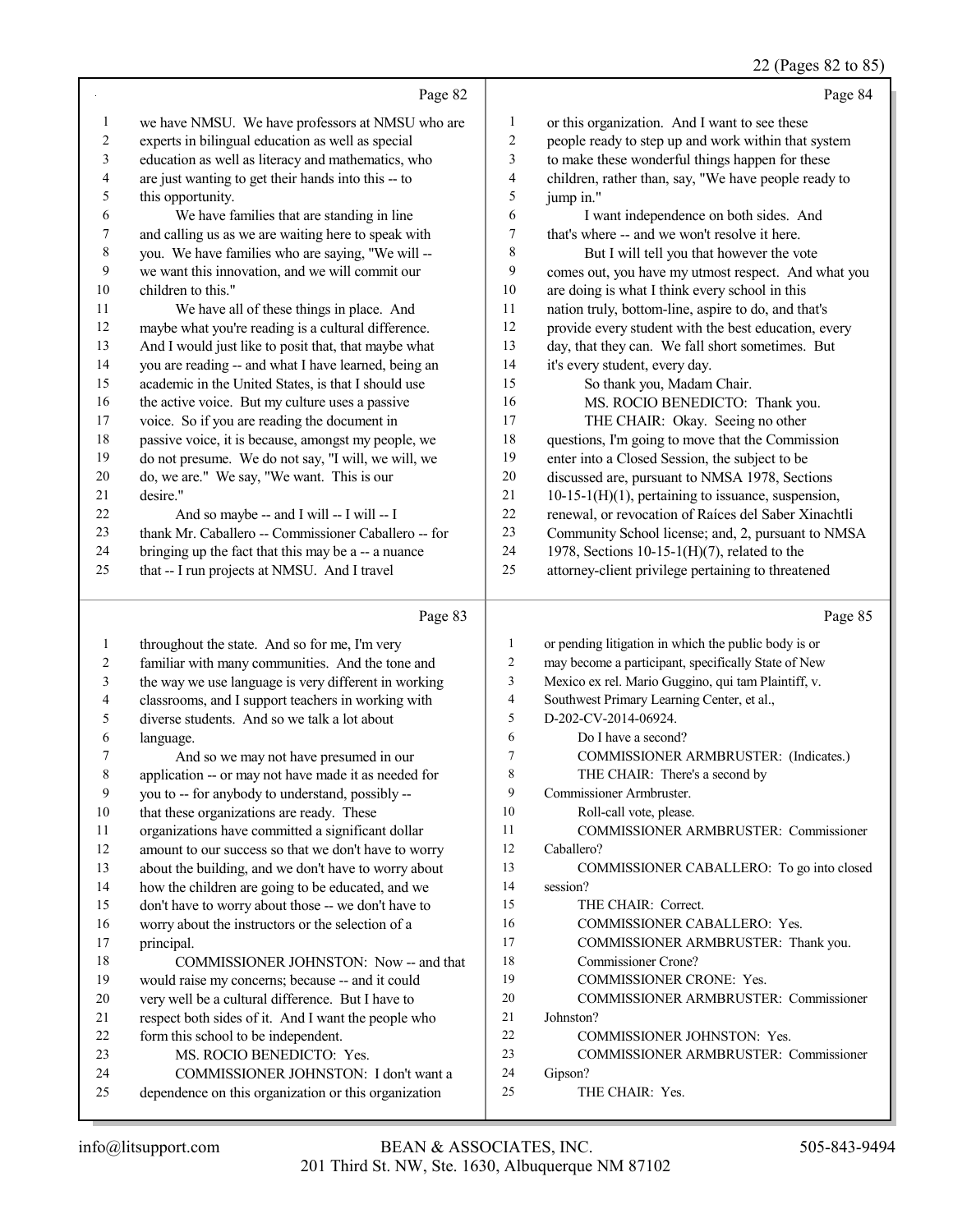Page 82

1 we have NMSU. We have professors at NMSU who are
2 experts in bilingual education as well as special
3 education as well as literacy and mathematics, who
4 are just wanting to get their hands into this -- to
5 this opportunity.
6 We have families that are standing in line
7 and calling us as we are waiting here to speak with
8 you. We have families who are saying, "We will --
9 we want this innovation, and we will commit our
10 children to this."
11 We have all of these things in place. And
12 maybe what you're reading is a cultural difference.
13 And I would just like to posit that, that maybe what
14 you are reading -- and what I have learned, being an
15 academic in the United States, is that I should use
16 the active voice. But my culture uses a passive
17 voice. So if you are reading the document in
18 passive voice, it is because, amongst my people, we
19 do not presume. We do not say, "I will, we will, we
20 do, we are." We say, "We want. This is our
21 desire."
22 And so maybe -- and I will -- I will -- I
23 thank Mr. Caballero -- Commissioner Caballero -- for
24 bringing up the fact that this may be a -- a nuance
25 that -- I run projects at NMSU. And I travel

Page 83

1 throughout the state. And so for me, I'm very
2 familiar with many communities. And the tone and
3 the way we use language is very different in working
4 classrooms, and I support teachers in working with
5 diverse students. And so we talk a lot about
6 language.
7 And so we may not have presumed in our
8 application -- or may not have made it as needed for
9 you to -- for anybody to understand, possibly --
10 that these organizations are ready. These
11 organizations have committed a significant dollar
12 amount to our success so that we don't have to worry
13 about the building, and we don't have to worry about
14 how the children are going to be educated, and we
15 don't have to worry about those -- we don't have to
16 worry about the instructors or the selection of a
17 principal.
18 COMMISSIONER JOHNSTON: Now -- and that
19 would raise my concerns; because -- and it could
20 very well be a cultural difference. But I have to
21 respect both sides of it. And I want the people who
22 form this school to be independent.
23 MS. ROCIO BENEDICTO: Yes.
24 COMMISSIONER JOHNSTON: I don't want a
25 dependence on this organization or this organization

Page 84

1 or this organization. And I want to see these
2 people ready to step up and work within that system
3 to make these wonderful things happen for these
4 children, rather than, say, "We have people ready to
5 jump in."
6 I want independence on both sides. And
7 that's where -- and we won't resolve it here.
8 But I will tell you that however the vote
9 comes out, you have my utmost respect. And what you
10 are doing is what I think every school in this
11 nation truly, bottom-line, aspire to do, and that's
12 provide every student with the best education, every
13 day, that they can. We fall short sometimes. But
14 it's every student, every day.
15 So thank you, Madam Chair.
16 MS. ROCIO BENEDICTO: Thank you.
17 THE CHAIR: Okay. Seeing no other
18 questions, I'm going to move that the Commission
19 enter into a Closed Session, the subject to be
20 discussed are, pursuant to NMSA 1978, Sections
21 10-15-1(H)(1), pertaining to issuance, suspension,
22 renewal, or revocation of Raíces del Saber Xinachtli
23 Community School license; and, 2, pursuant to NMSA
24 1978, Sections 10-15-1(H)(7), related to the
25 attorney-client privilege pertaining to threatened

Page 85

1 or pending litigation in which the public body is or
2 may become a participant, specifically State of New
3 Mexico ex rel. Mario Guggino, qui tam Plaintiff, v.
4 Southwest Primary Learning Center, et al.,
5 D-202-CV-2014-06924.
6 Do I have a second?
7 COMMISSIONER ARMBRUSTER: (Indicates.)
8 THE CHAIR: There's a second by
9 Commissioner Armbruster.
10 Roll-call vote, please.
11 COMMISSIONER ARMBRUSTER: Commissioner
12 Caballero?
13 COMMISSIONER CABALLERO: To go into closed
14 session?
15 THE CHAIR: Correct.
16 COMMISSIONER CABALLERO: Yes.
17 COMMISSIONER ARMBRUSTER: Thank you.
18 Commissioner Crone?
19 COMMISSIONER CRONE: Yes.
20 COMMISSIONER ARMBRUSTER: Commissioner
21 Johnston?
22 COMMISSIONER JOHNSTON: Yes.
23 COMMISSIONER ARMBRUSTER: Commissioner
24 Gipson?
25 THE CHAIR: Yes.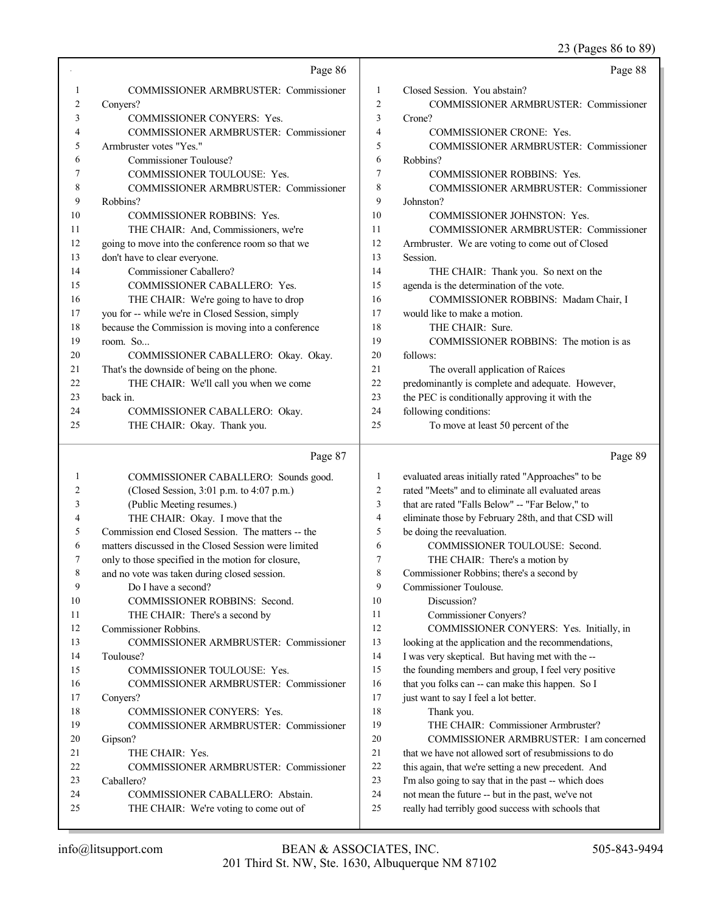Page 86

1 COMMISSIONER ARMBRUSTER: Commissioner
2 Conyers?
3 COMMISSIONER CONYERS: Yes.
4 COMMISSIONER ARMBRUSTER: Commissioner
5 Armbruster votes "Yes."
6 Commissioner Toulouse?
7 COMMISSIONER TOULOUSE: Yes.
8 COMMISSIONER ARMBRUSTER: Commissioner
9 Robbins?
10 COMMISSIONER ROBBINS: Yes.
11 THE CHAIR: And, Commissioners, we're
12 going to move into the conference room so that we
13 don't have to clear everyone.
14 Commissioner Caballero?
15 COMMISSIONER CABALLERO: Yes.
16 THE CHAIR: We're going to have to drop
17 you for -- while we're in Closed Session, simply
18 because the Commission is moving into a conference
19 room. So...
20 COMMISSIONER CABALLERO: Okay. Okay.
21 That's the downside of being on the phone.
22 THE CHAIR: We'll call you when we come
23 back in.
24 COMMISSIONER CABALLERO: Okay.
25 THE CHAIR: Okay. Thank you.

Page 87

1 COMMISSIONER CABALLERO: Sounds good.
2 (Closed Session, 3:01 p.m. to 4:07 p.m.)
3 (Public Meeting resumes.)
4 THE CHAIR: Okay. I move that the
5 Commission end Closed Session. The matters -- the
6 matters discussed in the Closed Session were limited
7 only to those specified in the motion for closure,
8 and no vote was taken during closed session.
9 Do I have a second?
10 COMMISSIONER ROBBINS: Second.
11 THE CHAIR: There's a second by
12 Commissioner Robbins.
13 COMMISSIONER ARMBRUSTER: Commissioner
14 Toulouse?
15 COMMISSIONER TOULOUSE: Yes.
16 COMMISSIONER ARMBRUSTER: Commissioner
17 Conyers?
18 COMMISSIONER CONYERS: Yes.
19 COMMISSIONER ARMBRUSTER: Commissioner
20 Gipson?
21 THE CHAIR: Yes.
22 COMMISSIONER ARMBRUSTER: Commissioner
23 Caballero?
24 COMMISSIONER CABALLERO: Abstain.
25 THE CHAIR: We're voting to come out of

Page 88

1 Closed Session. You abstain?
2 COMMISSIONER ARMBRUSTER: Commissioner
3 Crone?
4 COMMISSIONER CRONE: Yes.
5 COMMISSIONER ARMBRUSTER: Commissioner
6 Robbins?
7 COMMISSIONER ROBBINS: Yes.
8 COMMISSIONER ARMBRUSTER: Commissioner
9 Johnston?
10 COMMISSIONER JOHNSTON: Yes.
11 COMMISSIONER ARMBRUSTER: Commissioner
12 Armbruster. We are voting to come out of Closed
13 Session.
14 THE CHAIR: Thank you. So next on the
15 agenda is the determination of the vote.
16 COMMISSIONER ROBBINS: Madam Chair, I
17 would like to make a motion.
18 THE CHAIR: Sure.
19 COMMISSIONER ROBBINS: The motion is as
20 follows:
21 The overall application of Raíces
22 predominantly is complete and adequate. However,
23 the PEC is conditionally approving it with the
24 following conditions:
25 To move at least 50 percent of the

Page 89

1 evaluated areas initially rated "Approaches" to be
2 rated "Meets" and to eliminate all evaluated areas
3 that are rated "Falls Below" -- "Far Below," to
4 eliminate those by February 28th, and that CSD will
5 be doing the reevaluation.
6 COMMISSIONER TOULOUSE: Second.
7 THE CHAIR: There's a motion by
8 Commissioner Robbins; there's a second by
9 Commissioner Toulouse.
10 Discussion?
11 Commissioner Conyers?
12 COMMISSIONER CONYERS: Yes. Initially, in
13 looking at the application and the recommendations,
14 I was very skeptical. But having met with the --
15 the founding members and group, I feel very positive
16 that you folks can -- can make this happen. So I
17 just want to say I feel a lot better.
18 Thank you.
19 THE CHAIR: Commissioner Armbruster?
20 COMMISSIONER ARMBRUSTER: I am concerned
21 that we have not allowed sort of resubmissions to do
22 this again, that we're setting a new precedent. And
23 I'm also going to say that in the past -- which does
24 not mean the future -- but in the past, we've not
25 really had terribly good success with schools that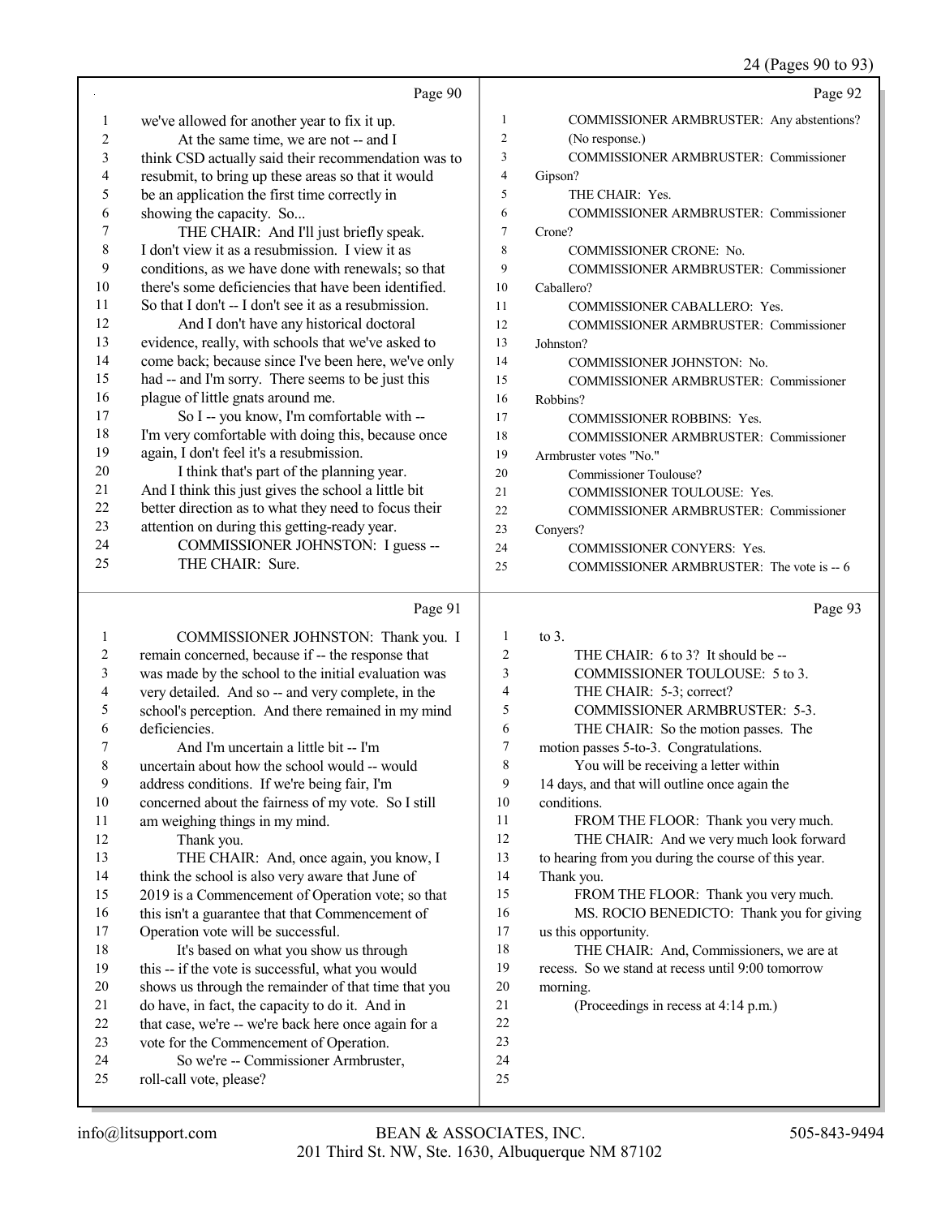Page 90

1 we've allowed for another year to fix it up.
2 At the same time, we are not -- and I
3 think CSD actually said their recommendation was to
4 resubmit, to bring up these areas so that it would
5 be an application the first time correctly in
6 showing the capacity. So...
7 THE CHAIR: And I'll just briefly speak.
8 I don't view it as a resubmission. I view it as
9 conditions, as we have done with renewals; so that
10 there's some deficiencies that have been identified.
11 So that I don't -- I don't see it as a resubmission.
12 And I don't have any historical doctoral
13 evidence, really, with schools that we've asked to
14 come back; because since I've been here, we've only
15 had -- and I'm sorry. There seems to be just this
16 plague of little gnats around me.
17 So I -- you know, I'm comfortable with --
18 I'm very comfortable with doing this, because once
19 again, I don't feel it's a resubmission.
20 I think that's part of the planning year.
21 And I think this just gives the school a little bit
22 better direction as to what they need to focus their
23 attention on during this getting-ready year.
24 COMMISSIONER JOHNSTON: I guess --
25 THE CHAIR: Sure.

Page 91

1 COMMISSIONER JOHNSTON: Thank you. I
2 remain concerned, because if -- the response that
3 was made by the school to the initial evaluation was
4 very detailed. And so -- and very complete, in the
5 school's perception. And there remained in my mind
6 deficiencies.
7 And I'm uncertain a little bit -- I'm
8 uncertain about how the school would -- would
9 address conditions. If we're being fair, I'm
10 concerned about the fairness of my vote. So I still
11 am weighing things in my mind.
12 Thank you.
13 THE CHAIR: And, once again, you know, I
14 think the school is also very aware that June of
15 2019 is a Commencement of Operation vote; so that
16 this isn't a guarantee that that Commencement of
17 Operation vote will be successful.
18 It's based on what you show us through
19 this -- if the vote is successful, what you would
20 shows us through the remainder of that time that you
21 do have, in fact, the capacity to do it. And in
22 that case, we're -- we're back here once again for a
23 vote for the Commencement of Operation.
24 So we're -- Commissioner Armbruster,
25 roll-call vote, please?

Page 92

1 COMMISSIONER ARMBRUSTER: Any abstentions?
2 (No response.)
3 COMMISSIONER ARMBRUSTER: Commissioner
4 Gipson?
5 THE CHAIR: Yes.
6 COMMISSIONER ARMBRUSTER: Commissioner
7 Crone?
8 COMMISSIONER CRONE: No.
9 COMMISSIONER ARMBRUSTER: Commissioner
10 Caballero?
11 COMMISSIONER CABALLERO: Yes.
12 COMMISSIONER ARMBRUSTER: Commissioner
13 Johnston?
14 COMMISSIONER JOHNSTON: No.
15 COMMISSIONER ARMBRUSTER: Commissioner
16 Robbins?
17 COMMISSIONER ROBBINS: Yes.
18 COMMISSIONER ARMBRUSTER: Commissioner
19 Armbruster votes "No."
20 Commissioner Toulouse?
21 COMMISSIONER TOULOUSE: Yes.
22 COMMISSIONER ARMBRUSTER: Commissioner
23 Conyers?
24 COMMISSIONER CONYERS: Yes.
25 COMMISSIONER ARMBRUSTER: The vote is -- 6

Page 93

1 to 3.
2 THE CHAIR: 6 to 3? It should be --
3 COMMISSIONER TOULOUSE: 5 to 3.
4 THE CHAIR: 5-3; correct?
5 COMMISSIONER ARMBRUSTER: 5-3.
6 THE CHAIR: So the motion passes. The
7 motion passes 5-to-3. Congratulations.
8 You will be receiving a letter within
9 14 days, and that will outline once again the
10 conditions.
11 FROM THE FLOOR: Thank you very much.
12 THE CHAIR: And we very much look forward
13 to hearing from you during the course of this year.
14 Thank you.
15 FROM THE FLOOR: Thank you very much.
16 MS. ROCIO BENEDICTO: Thank you for giving
17 us this opportunity.
18 THE CHAIR: And, Commissioners, we are at
19 recess. So we stand at recess until 9:00 tomorrow
20 morning.
21 (Proceedings in recess at 4:14 p.m.)
22
23
24
25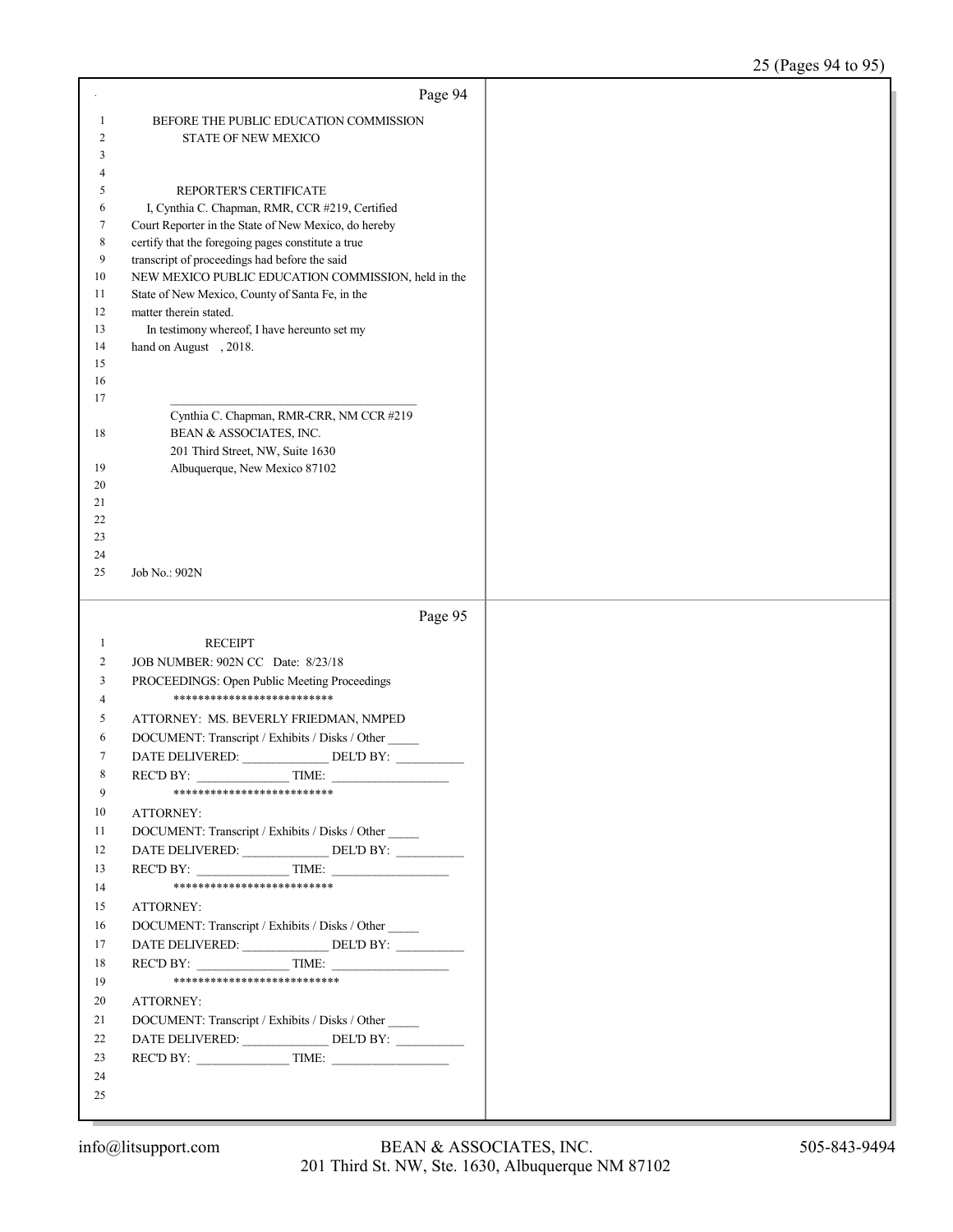Page 94

BEFORE THE PUBLIC EDUCATION COMMISSION
STATE OF NEW MEXICO

REPORTER'S CERTIFICATE

I, Cynthia C. Chapman, RMR, CCR #219, Certified Court Reporter in the State of New Mexico, do hereby certify that the foregoing pages constitute a true transcript of proceedings had before the said NEW MEXICO PUBLIC EDUCATION COMMISSION, held in the State of New Mexico, County of Santa Fe, in the matter therein stated.

In testimony whereof, I have hereunto set my hand on August , 2018.

\_\_\_\_\_\_\_\_\_\_\_\_\_\_\_\_\_\_\_\_\_\_\_\_\_\_\_\_\_\_\_\_\_\_\_\_\_\_\_\_

Cynthia C. Chapman, RMR-CRR, NM CCR #219
BEAN & ASSOCIATES, INC.
201 Third Street, NW, Suite 1630
Albuquerque, New Mexico 87102

Job No.: 902N

Page 95

RECEIPT

JOB NUMBER: 902N CC Date: 8/23/18
PROCEEDINGS: Open Public Meeting Proceedings

**************************

ATTORNEY: MS. BEVERLY FRIEDMAN, NMPED
DOCUMENT: Transcript / Exhibits / Disks / Other _____
DATE DELIVERED: _____________ DEL'D BY: __________
REC'D BY: ______________ TIME: __________________

**************************

ATTORNEY:
DOCUMENT: Transcript / Exhibits / Disks / Other _____
DATE DELIVERED: _____________ DEL'D BY: __________
REC'D BY: ______________ TIME: __________________

**************************

ATTORNEY:
DOCUMENT: Transcript / Exhibits / Disks / Other _____
DATE DELIVERED: _____________ DEL'D BY: __________
REC'D BY: ______________ TIME: __________________

***************************

ATTORNEY:
DOCUMENT: Transcript / Exhibits / Disks / Other _____
DATE DELIVERED: _____________ DEL'D BY: __________
REC'D BY: ______________ TIME: __________________